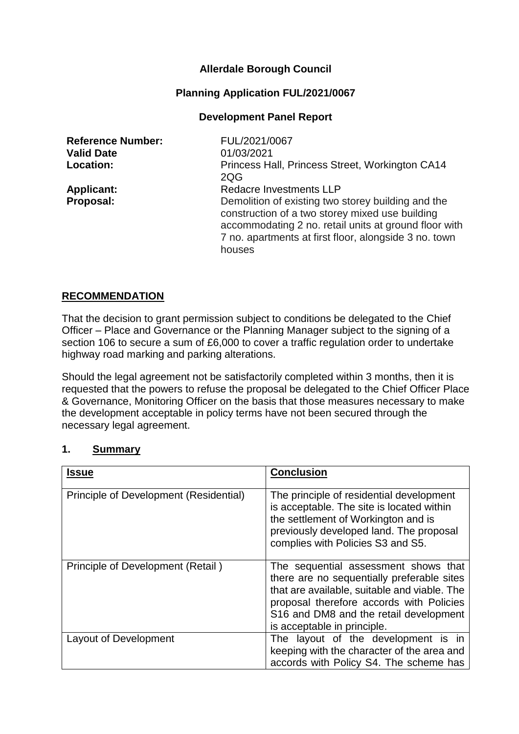# Allerdale Borough Council

## Planning Application FUL/2021/0067

### Development Panel Report

| | |
|---|---|
| **Reference Number:** | FUL/2021/0067 |
| **Valid Date** | 01/03/2021 |
| **Location:** | Princess Hall, Princess Street, Workington CA14 2QG |
| **Applicant:** | Redacre Investments LLP |
| **Proposal:** | Demolition of existing two storey building and the construction of a two storey mixed use building accommodating 2 no. retail units at ground floor with 7 no. apartments at first floor, alongside 3 no. town houses |

## RECOMMENDATION

That the decision to grant permission subject to conditions be delegated to the Chief Officer – Place and Governance or the Planning Manager subject to the signing of a section 106 to secure a sum of £6,000 to cover a traffic regulation order to undertake highway road marking and parking alterations.

Should the legal agreement not be satisfactorily completed within 3 months, then it is requested that the powers to refuse the proposal be delegated to the Chief Officer Place & Governance, Monitoring Officer on the basis that those measures necessary to make the development acceptable in policy terms have not been secured through the necessary legal agreement.

## 1. Summary

| Issue | Conclusion |
|---|---|
| Principle of Development (Residential) | The principle of residential development is acceptable. The site is located within the settlement of Workington and is previously developed land. The proposal complies with Policies S3 and S5. |
| Principle of Development (Retail ) | The sequential assessment shows that there are no sequentially preferable sites that are available, suitable and viable. The proposal therefore accords with Policies S16 and DM8 and the retail development is acceptable in principle. |
| Layout of Development | The layout of the development is in keeping with the character of the area and accords with Policy S4. The scheme has |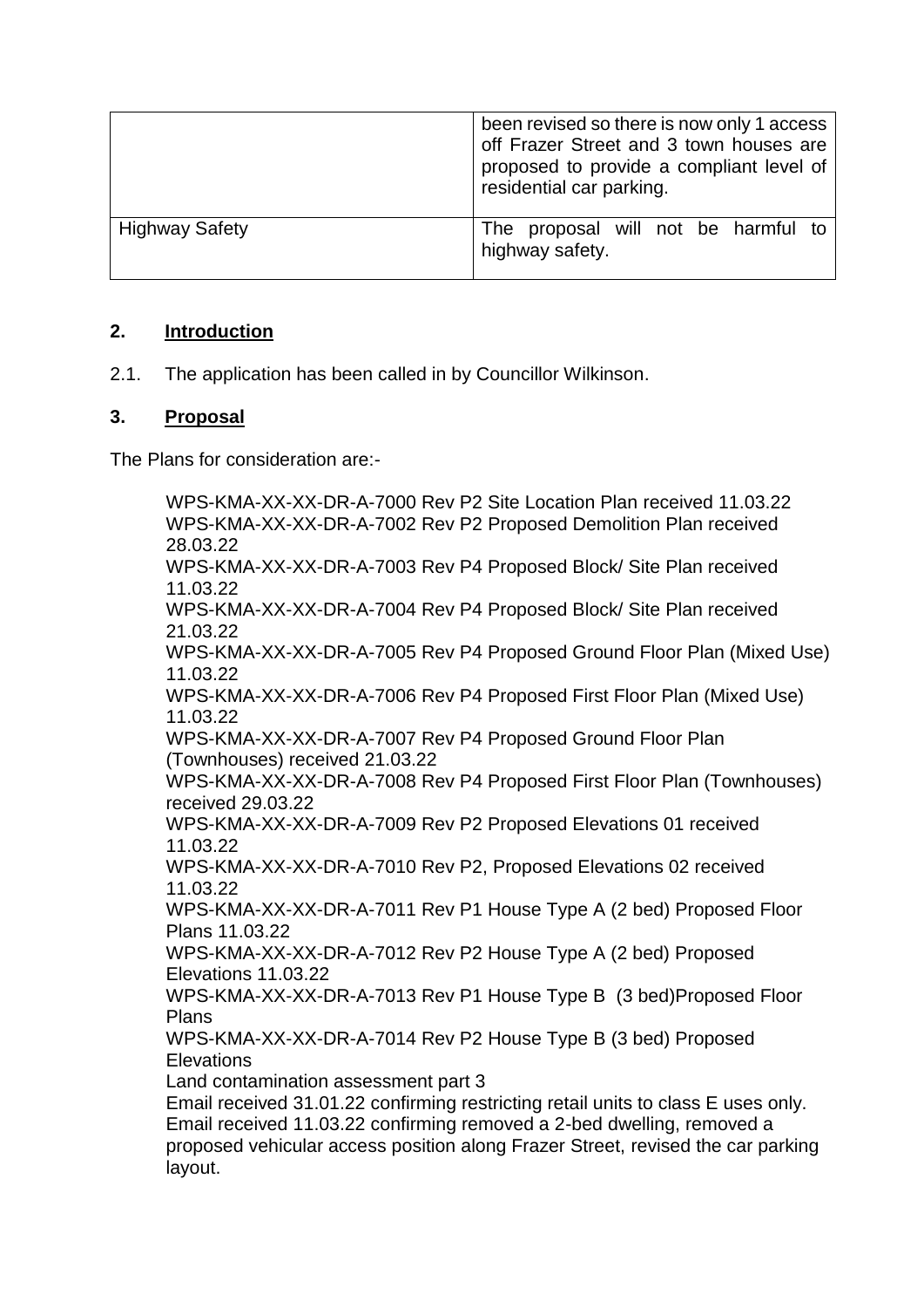| | |
|---|---|
| | been revised so there is now only 1 access off Frazer Street and 3 town houses are proposed to provide a compliant level of residential car parking. |
| Highway Safety | The proposal will not be harmful to highway safety. |

## 2. Introduction

2.1. The application has been called in by Councillor Wilkinson.

## 3. Proposal

The Plans for consideration are:-

WPS-KMA-XX-XX-DR-A-7000 Rev P2 Site Location Plan received 11.03.22
WPS-KMA-XX-XX-DR-A-7002 Rev P2 Proposed Demolition Plan received 28.03.22
WPS-KMA-XX-XX-DR-A-7003 Rev P4 Proposed Block/ Site Plan received 11.03.22
WPS-KMA-XX-XX-DR-A-7004 Rev P4 Proposed Block/ Site Plan received 21.03.22
WPS-KMA-XX-XX-DR-A-7005 Rev P4 Proposed Ground Floor Plan (Mixed Use) 11.03.22
WPS-KMA-XX-XX-DR-A-7006 Rev P4 Proposed First Floor Plan (Mixed Use) 11.03.22
WPS-KMA-XX-XX-DR-A-7007 Rev P4 Proposed Ground Floor Plan (Townhouses) received 21.03.22
WPS-KMA-XX-XX-DR-A-7008 Rev P4 Proposed First Floor Plan (Townhouses) received 29.03.22
WPS-KMA-XX-XX-DR-A-7009 Rev P2 Proposed Elevations 01 received 11.03.22
WPS-KMA-XX-XX-DR-A-7010 Rev P2, Proposed Elevations 02 received 11.03.22
WPS-KMA-XX-XX-DR-A-7011 Rev P1 House Type A (2 bed) Proposed Floor Plans 11.03.22
WPS-KMA-XX-XX-DR-A-7012 Rev P2 House Type A (2 bed) Proposed Elevations 11.03.22
WPS-KMA-XX-XX-DR-A-7013 Rev P1 House Type B (3 bed)Proposed Floor Plans
WPS-KMA-XX-XX-DR-A-7014 Rev P2 House Type B (3 bed) Proposed Elevations
Land contamination assessment part 3
Email received 31.01.22 confirming restricting retail units to class E uses only.
Email received 11.03.22 confirming removed a 2-bed dwelling, removed a proposed vehicular access position along Frazer Street, revised the car parking layout.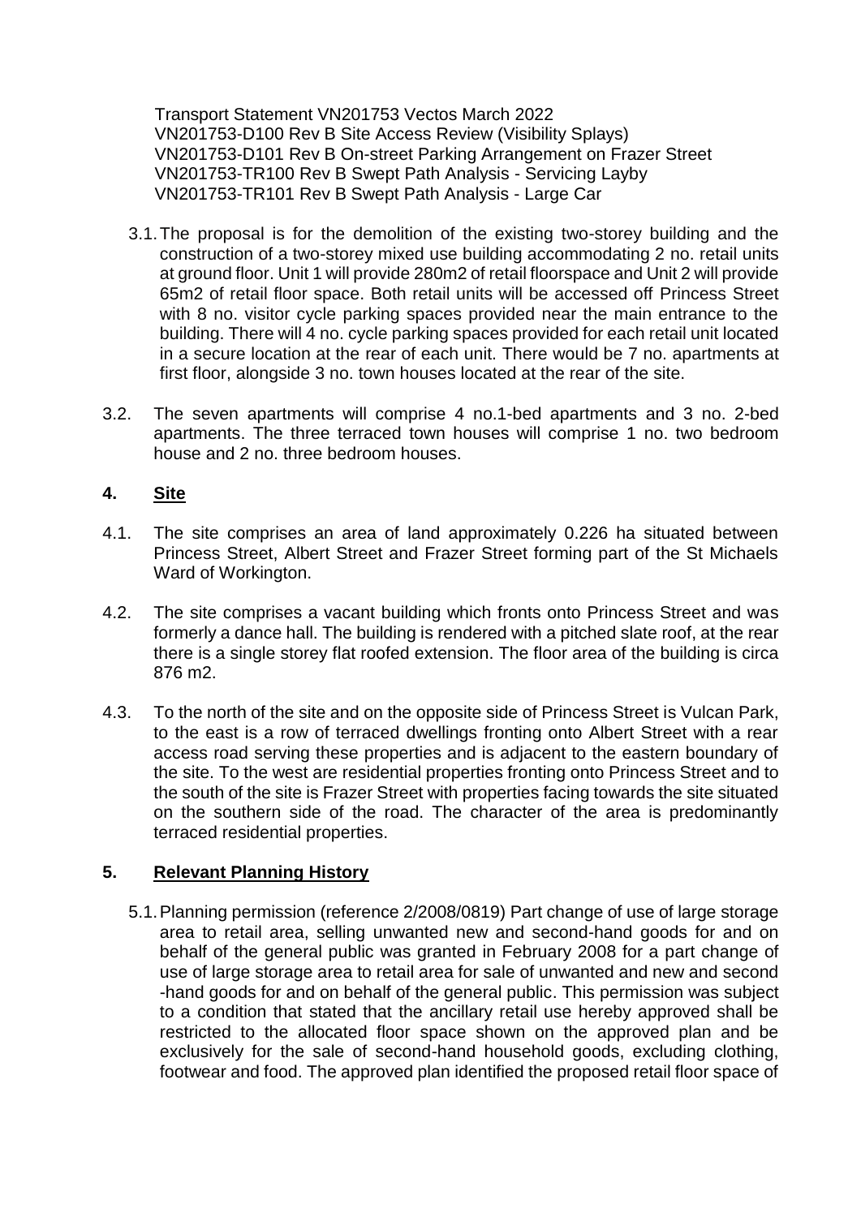Transport Statement VN201753 Vectos March 2022
VN201753-D100 Rev B Site Access Review (Visibility Splays)
VN201753-D101 Rev B On-street Parking Arrangement on Frazer Street
VN201753-TR100 Rev B Swept Path Analysis - Servicing Layby
VN201753-TR101 Rev B Swept Path Analysis - Large Car

3.1. The proposal is for the demolition of the existing two-storey building and the construction of a two-storey mixed use building accommodating 2 no. retail units at ground floor. Unit 1 will provide 280m2 of retail floorspace and Unit 2 will provide 65m2 of retail floor space. Both retail units will be accessed off Princess Street with 8 no. visitor cycle parking spaces provided near the main entrance to the building. There will 4 no. cycle parking spaces provided for each retail unit located in a secure location at the rear of each unit. There would be 7 no. apartments at first floor, alongside 3 no. town houses located at the rear of the site.

3.2. The seven apartments will comprise 4 no.1-bed apartments and 3 no. 2-bed apartments. The three terraced town houses will comprise 1 no. two bedroom house and 2 no. three bedroom houses.

## 4. Site

4.1. The site comprises an area of land approximately 0.226 ha situated between Princess Street, Albert Street and Frazer Street forming part of the St Michaels Ward of Workington.

4.2. The site comprises a vacant building which fronts onto Princess Street and was formerly a dance hall. The building is rendered with a pitched slate roof, at the rear there is a single storey flat roofed extension. The floor area of the building is circa 876 m2.

4.3. To the north of the site and on the opposite side of Princess Street is Vulcan Park, to the east is a row of terraced dwellings fronting onto Albert Street with a rear access road serving these properties and is adjacent to the eastern boundary of the site. To the west are residential properties fronting onto Princess Street and to the south of the site is Frazer Street with properties facing towards the site situated on the southern side of the road. The character of the area is predominantly terraced residential properties.

## 5. Relevant Planning History

5.1. Planning permission (reference 2/2008/0819) Part change of use of large storage area to retail area, selling unwanted new and second-hand goods for and on behalf of the general public was granted in February 2008 for a part change of use of large storage area to retail area for sale of unwanted and new and second -hand goods for and on behalf of the general public. This permission was subject to a condition that stated that the ancillary retail use hereby approved shall be restricted to the allocated floor space shown on the approved plan and be exclusively for the sale of second-hand household goods, excluding clothing, footwear and food. The approved plan identified the proposed retail floor space of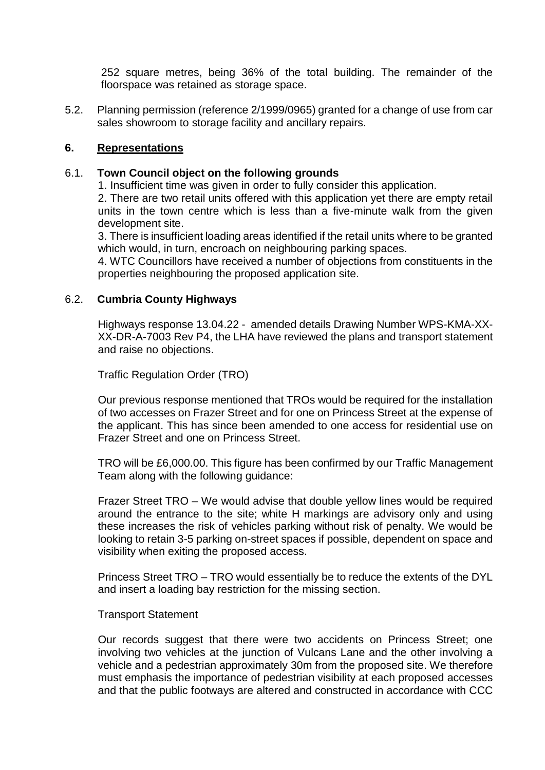252 square metres, being 36% of the total building. The remainder of the floorspace was retained as storage space.

5.2. Planning permission (reference 2/1999/0965) granted for a change of use from car sales showroom to storage facility and ancillary repairs.

## 6. Representations

### 6.1. Town Council object on the following grounds

1. Insufficient time was given in order to fully consider this application.
2. There are two retail units offered with this application yet there are empty retail units in the town centre which is less than a five-minute walk from the given development site.
3. There is insufficient loading areas identified if the retail units where to be granted which would, in turn, encroach on neighbouring parking spaces.
4. WTC Councillors have received a number of objections from constituents in the properties neighbouring the proposed application site.

### 6.2. Cumbria County Highways

Highways response 13.04.22 - amended details Drawing Number WPS-KMA-XX-XX-DR-A-7003 Rev P4, the LHA have reviewed the plans and transport statement and raise no objections.

Traffic Regulation Order (TRO)

Our previous response mentioned that TROs would be required for the installation of two accesses on Frazer Street and for one on Princess Street at the expense of the applicant. This has since been amended to one access for residential use on Frazer Street and one on Princess Street.

TRO will be £6,000.00. This figure has been confirmed by our Traffic Management Team along with the following guidance:

Frazer Street TRO – We would advise that double yellow lines would be required around the entrance to the site; white H markings are advisory only and using these increases the risk of vehicles parking without risk of penalty. We would be looking to retain 3-5 parking on-street spaces if possible, dependent on space and visibility when exiting the proposed access.

Princess Street TRO – TRO would essentially be to reduce the extents of the DYL and insert a loading bay restriction for the missing section.

Transport Statement

Our records suggest that there were two accidents on Princess Street; one involving two vehicles at the junction of Vulcans Lane and the other involving a vehicle and a pedestrian approximately 30m from the proposed site. We therefore must emphasis the importance of pedestrian visibility at each proposed accesses and that the public footways are altered and constructed in accordance with CCC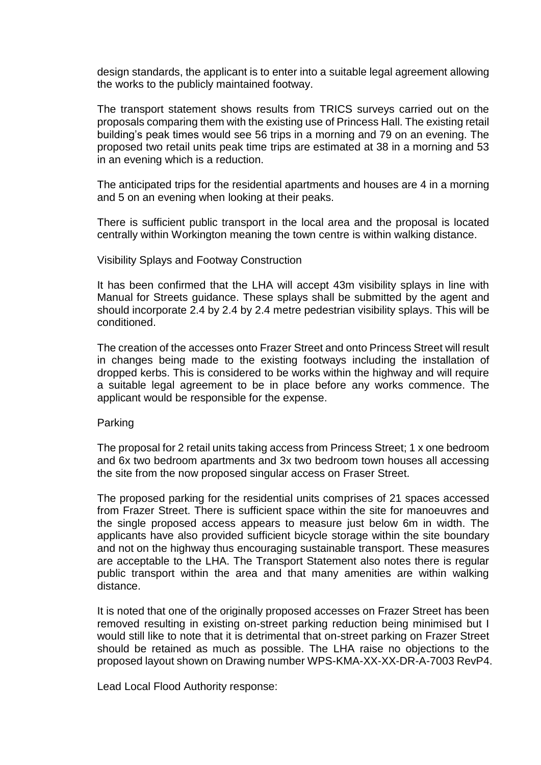design standards, the applicant is to enter into a suitable legal agreement allowing the works to the publicly maintained footway.

The transport statement shows results from TRICS surveys carried out on the proposals comparing them with the existing use of Princess Hall. The existing retail building's peak times would see 56 trips in a morning and 79 on an evening. The proposed two retail units peak time trips are estimated at 38 in a morning and 53 in an evening which is a reduction.

The anticipated trips for the residential apartments and houses are 4 in a morning and 5 on an evening when looking at their peaks.

There is sufficient public transport in the local area and the proposal is located centrally within Workington meaning the town centre is within walking distance.

Visibility Splays and Footway Construction

It has been confirmed that the LHA will accept 43m visibility splays in line with Manual for Streets guidance. These splays shall be submitted by the agent and should incorporate 2.4 by 2.4 by 2.4 metre pedestrian visibility splays. This will be conditioned.

The creation of the accesses onto Frazer Street and onto Princess Street will result in changes being made to the existing footways including the installation of dropped kerbs. This is considered to be works within the highway and will require a suitable legal agreement to be in place before any works commence. The applicant would be responsible for the expense.

Parking

The proposal for 2 retail units taking access from Princess Street; 1 x one bedroom and 6x two bedroom apartments and 3x two bedroom town houses all accessing the site from the now proposed singular access on Fraser Street.

The proposed parking for the residential units comprises of 21 spaces accessed from Frazer Street. There is sufficient space within the site for manoeuvres and the single proposed access appears to measure just below 6m in width. The applicants have also provided sufficient bicycle storage within the site boundary and not on the highway thus encouraging sustainable transport. These measures are acceptable to the LHA. The Transport Statement also notes there is regular public transport within the area and that many amenities are within walking distance.

It is noted that one of the originally proposed accesses on Frazer Street has been removed resulting in existing on-street parking reduction being minimised but I would still like to note that it is detrimental that on-street parking on Frazer Street should be retained as much as possible. The LHA raise no objections to the proposed layout shown on Drawing number WPS-KMA-XX-XX-DR-A-7003 RevP4.

Lead Local Flood Authority response: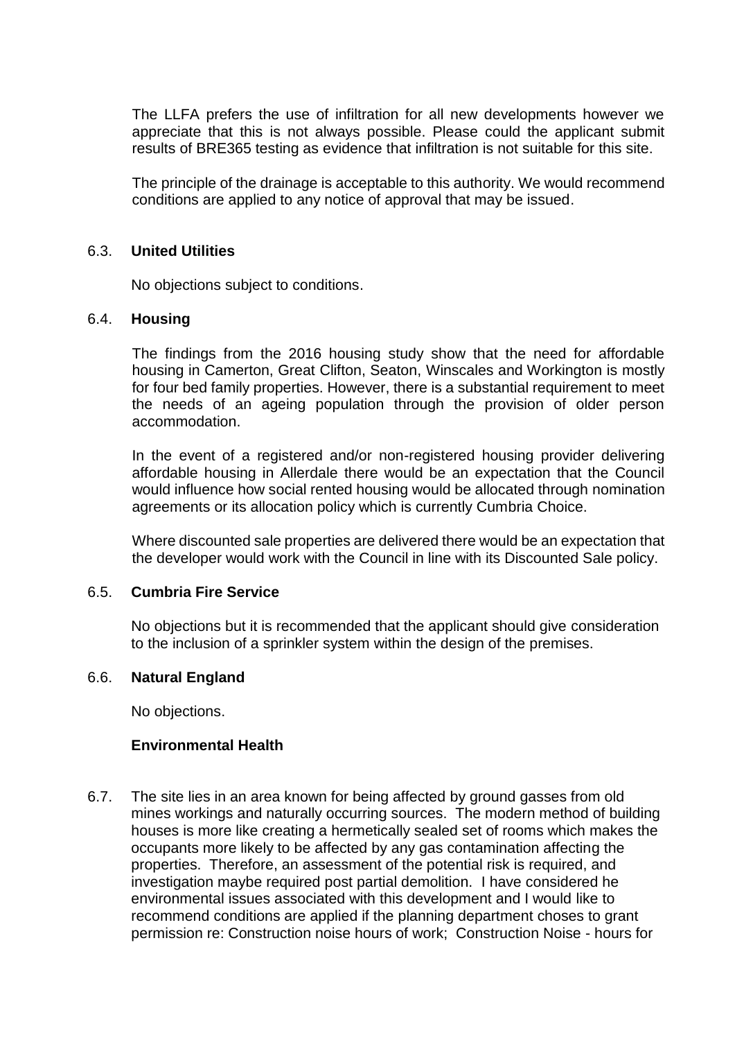The LLFA prefers the use of infiltration for all new developments however we appreciate that this is not always possible. Please could the applicant submit results of BRE365 testing as evidence that infiltration is not suitable for this site.

The principle of the drainage is acceptable to this authority. We would recommend conditions are applied to any notice of approval that may be issued.

6.3. **United Utilities**

No objections subject to conditions.

6.4. **Housing**

The findings from the 2016 housing study show that the need for affordable housing in Camerton, Great Clifton, Seaton, Winscales and Workington is mostly for four bed family properties. However, there is a substantial requirement to meet the needs of an ageing population through the provision of older person accommodation.

In the event of a registered and/or non-registered housing provider delivering affordable housing in Allerdale there would be an expectation that the Council would influence how social rented housing would be allocated through nomination agreements or its allocation policy which is currently Cumbria Choice.

Where discounted sale properties are delivered there would be an expectation that the developer would work with the Council in line with its Discounted Sale policy.

6.5. **Cumbria Fire Service**

No objections but it is recommended that the applicant should give consideration to the inclusion of a sprinkler system within the design of the premises.

6.6. **Natural England**

No objections.

**Environmental Health**

6.7. The site lies in an area known for being affected by ground gasses from old mines workings and naturally occurring sources. The modern method of building houses is more like creating a hermetically sealed set of rooms which makes the occupants more likely to be affected by any gas contamination affecting the properties. Therefore, an assessment of the potential risk is required, and investigation maybe required post partial demolition. I have considered he environmental issues associated with this development and I would like to recommend conditions are applied if the planning department choses to grant permission re: Construction noise hours of work; Construction Noise - hours for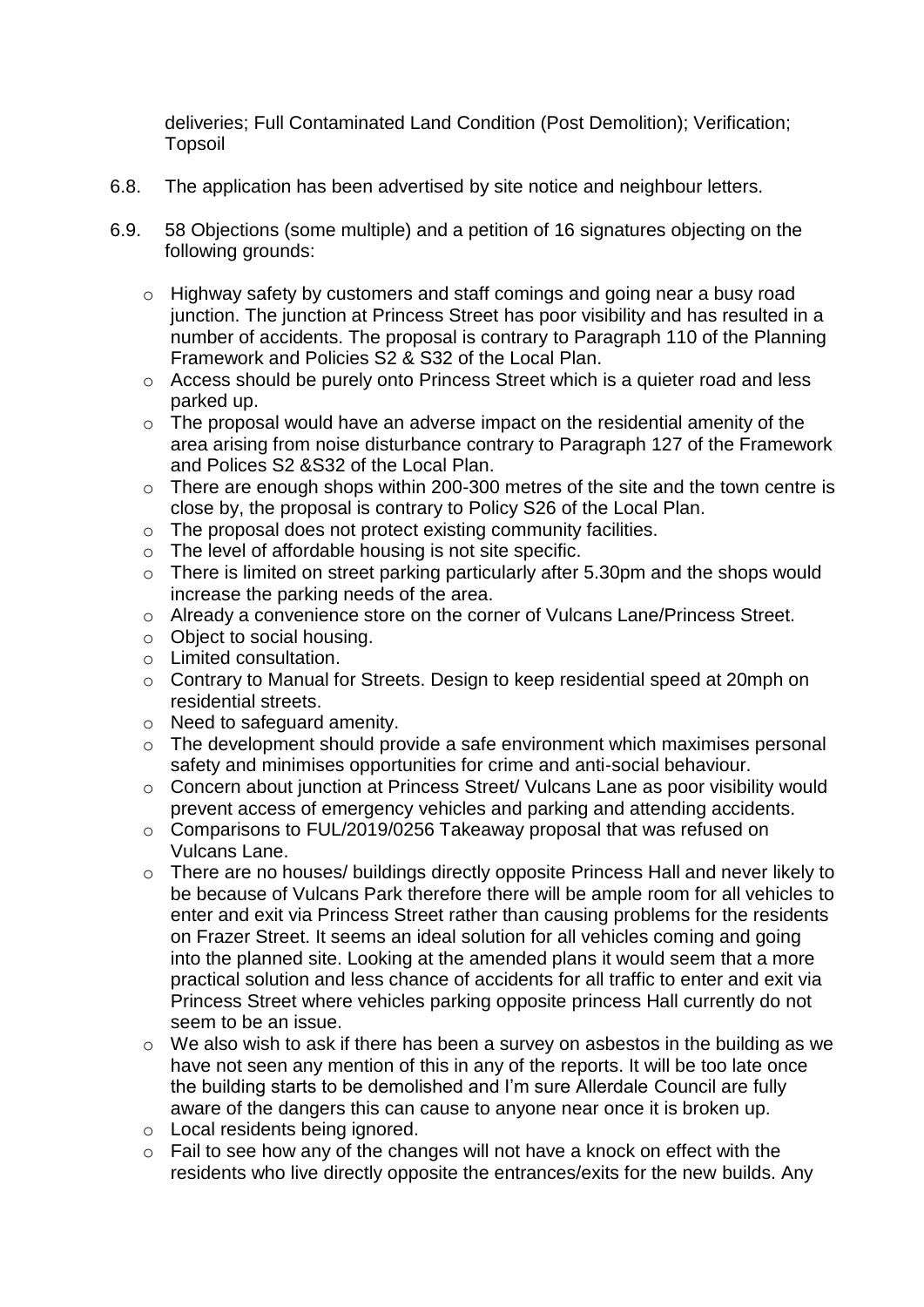deliveries; Full Contaminated Land Condition (Post Demolition); Verification; Topsoil

6.8. The application has been advertised by site notice and neighbour letters.

6.9. 58 Objections (some multiple) and a petition of 16 signatures objecting on the following grounds:

- Highway safety by customers and staff comings and going near a busy road junction. The junction at Princess Street has poor visibility and has resulted in a number of accidents. The proposal is contrary to Paragraph 110 of the Planning Framework and Policies S2 & S32 of the Local Plan.
- Access should be purely onto Princess Street which is a quieter road and less parked up.
- The proposal would have an adverse impact on the residential amenity of the area arising from noise disturbance contrary to Paragraph 127 of the Framework and Polices S2 &S32 of the Local Plan.
- There are enough shops within 200-300 metres of the site and the town centre is close by, the proposal is contrary to Policy S26 of the Local Plan.
- The proposal does not protect existing community facilities.
- The level of affordable housing is not site specific.
- There is limited on street parking particularly after 5.30pm and the shops would increase the parking needs of the area.
- Already a convenience store on the corner of Vulcans Lane/Princess Street.
- Object to social housing.
- Limited consultation.
- Contrary to Manual for Streets. Design to keep residential speed at 20mph on residential streets.
- Need to safeguard amenity.
- The development should provide a safe environment which maximises personal safety and minimises opportunities for crime and anti-social behaviour.
- Concern about junction at Princess Street/ Vulcans Lane as poor visibility would prevent access of emergency vehicles and parking and attending accidents.
- Comparisons to FUL/2019/0256 Takeaway proposal that was refused on Vulcans Lane.
- There are no houses/ buildings directly opposite Princess Hall and never likely to be because of Vulcans Park therefore there will be ample room for all vehicles to enter and exit via Princess Street rather than causing problems for the residents on Frazer Street. It seems an ideal solution for all vehicles coming and going into the planned site. Looking at the amended plans it would seem that a more practical solution and less chance of accidents for all traffic to enter and exit via Princess Street where vehicles parking opposite princess Hall currently do not seem to be an issue.
- We also wish to ask if there has been a survey on asbestos in the building as we have not seen any mention of this in any of the reports. It will be too late once the building starts to be demolished and I'm sure Allerdale Council are fully aware of the dangers this can cause to anyone near once it is broken up.
- Local residents being ignored.
- Fail to see how any of the changes will not have a knock on effect with the residents who live directly opposite the entrances/exits for the new builds. Any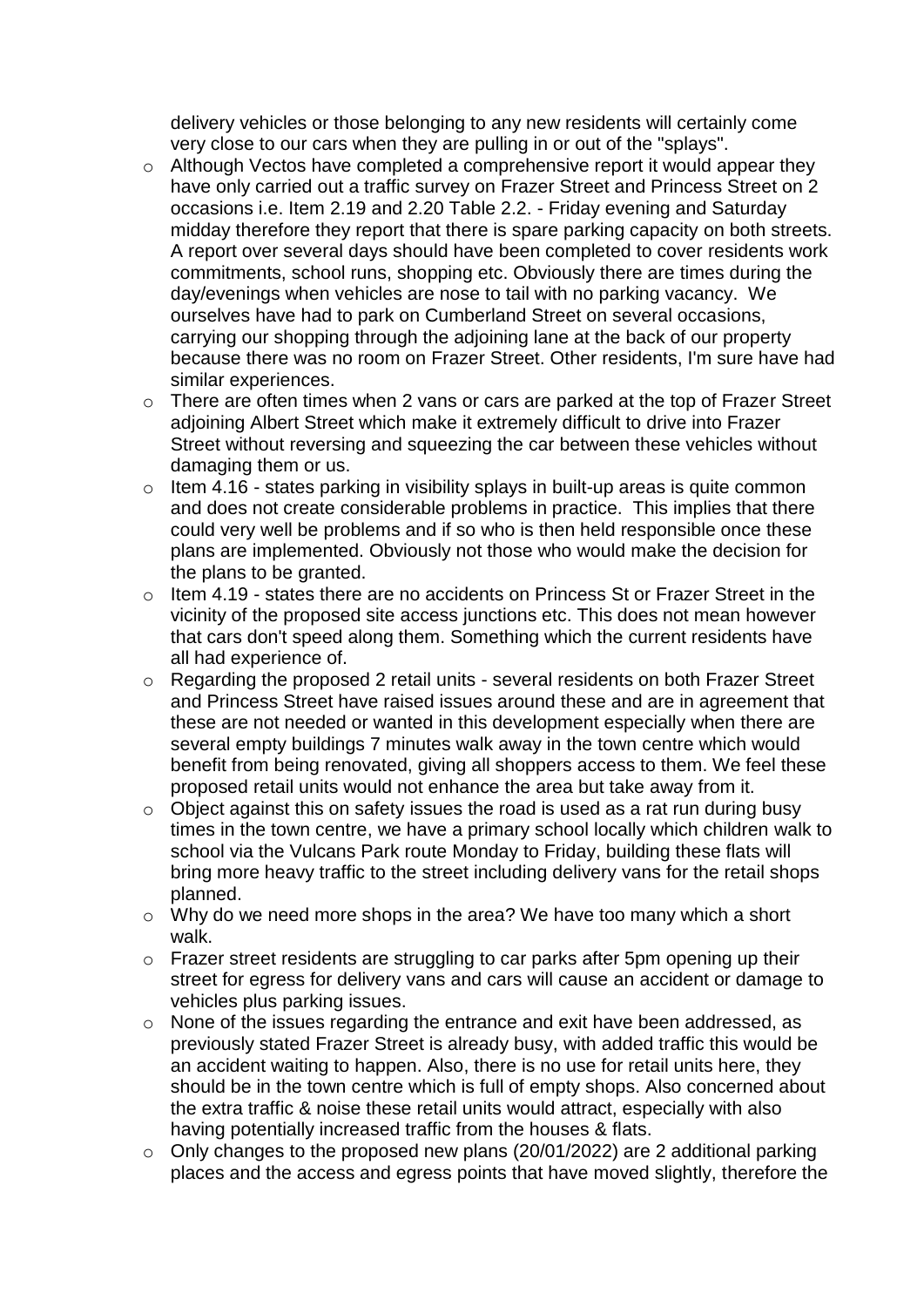delivery vehicles or those belonging to any new residents will certainly come very close to our cars when they are pulling in or out of the "splays".

- Although Vectos have completed a comprehensive report it would appear they have only carried out a traffic survey on Frazer Street and Princess Street on 2 occasions i.e. Item 2.19 and 2.20 Table 2.2. - Friday evening and Saturday midday therefore they report that there is spare parking capacity on both streets. A report over several days should have been completed to cover residents work commitments, school runs, shopping etc. Obviously there are times during the day/evenings when vehicles are nose to tail with no parking vacancy. We ourselves have had to park on Cumberland Street on several occasions, carrying our shopping through the adjoining lane at the back of our property because there was no room on Frazer Street. Other residents, I'm sure have had similar experiences.
- There are often times when 2 vans or cars are parked at the top of Frazer Street adjoining Albert Street which make it extremely difficult to drive into Frazer Street without reversing and squeezing the car between these vehicles without damaging them or us.
- Item 4.16 - states parking in visibility splays in built-up areas is quite common and does not create considerable problems in practice. This implies that there could very well be problems and if so who is then held responsible once these plans are implemented. Obviously not those who would make the decision for the plans to be granted.
- Item 4.19 - states there are no accidents on Princess St or Frazer Street in the vicinity of the proposed site access junctions etc. This does not mean however that cars don't speed along them. Something which the current residents have all had experience of.
- Regarding the proposed 2 retail units - several residents on both Frazer Street and Princess Street have raised issues around these and are in agreement that these are not needed or wanted in this development especially when there are several empty buildings 7 minutes walk away in the town centre which would benefit from being renovated, giving all shoppers access to them. We feel these proposed retail units would not enhance the area but take away from it.
- Object against this on safety issues the road is used as a rat run during busy times in the town centre, we have a primary school locally which children walk to school via the Vulcans Park route Monday to Friday, building these flats will bring more heavy traffic to the street including delivery vans for the retail shops planned.
- Why do we need more shops in the area? We have too many which a short walk.
- Frazer street residents are struggling to car parks after 5pm opening up their street for egress for delivery vans and cars will cause an accident or damage to vehicles plus parking issues.
- None of the issues regarding the entrance and exit have been addressed, as previously stated Frazer Street is already busy, with added traffic this would be an accident waiting to happen. Also, there is no use for retail units here, they should be in the town centre which is full of empty shops. Also concerned about the extra traffic & noise these retail units would attract, especially with also having potentially increased traffic from the houses & flats.
- Only changes to the proposed new plans (20/01/2022) are 2 additional parking places and the access and egress points that have moved slightly, therefore the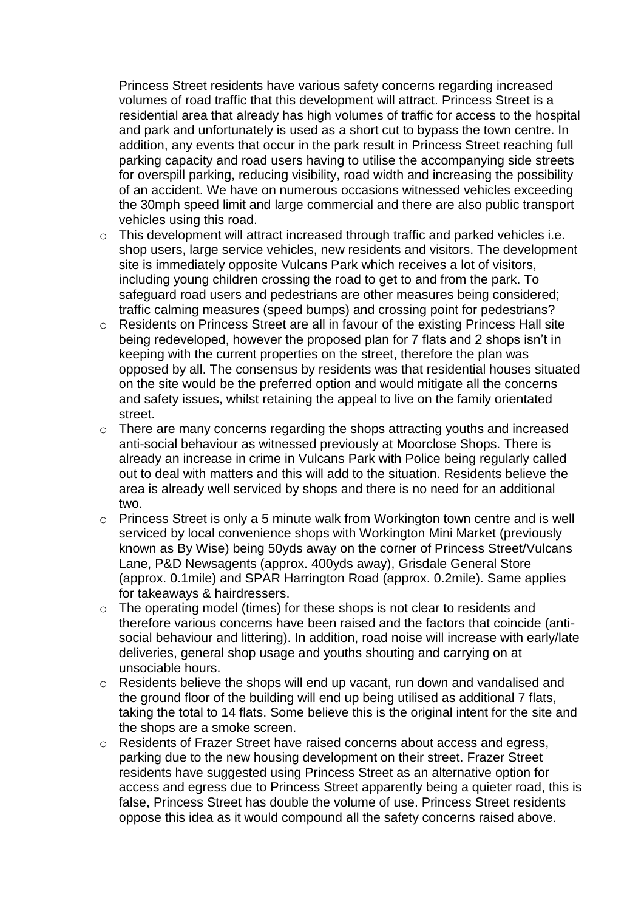Princess Street residents have various safety concerns regarding increased volumes of road traffic that this development will attract. Princess Street is a residential area that already has high volumes of traffic for access to the hospital and park and unfortunately is used as a short cut to bypass the town centre. In addition, any events that occur in the park result in Princess Street reaching full parking capacity and road users having to utilise the accompanying side streets for overspill parking, reducing visibility, road width and increasing the possibility of an accident. We have on numerous occasions witnessed vehicles exceeding the 30mph speed limit and large commercial and there are also public transport vehicles using this road.

- This development will attract increased through traffic and parked vehicles i.e. shop users, large service vehicles, new residents and visitors. The development site is immediately opposite Vulcans Park which receives a lot of visitors, including young children crossing the road to get to and from the park. To safeguard road users and pedestrians are other measures being considered; traffic calming measures (speed bumps) and crossing point for pedestrians?
- Residents on Princess Street are all in favour of the existing Princess Hall site being redeveloped, however the proposed plan for 7 flats and 2 shops isn't in keeping with the current properties on the street, therefore the plan was opposed by all. The consensus by residents was that residential houses situated on the site would be the preferred option and would mitigate all the concerns and safety issues, whilst retaining the appeal to live on the family orientated street.
- There are many concerns regarding the shops attracting youths and increased anti-social behaviour as witnessed previously at Moorclose Shops. There is already an increase in crime in Vulcans Park with Police being regularly called out to deal with matters and this will add to the situation. Residents believe the area is already well serviced by shops and there is no need for an additional two.
- Princess Street is only a 5 minute walk from Workington town centre and is well serviced by local convenience shops with Workington Mini Market (previously known as By Wise) being 50yds away on the corner of Princess Street/Vulcans Lane, P&D Newsagents (approx. 400yds away), Grisdale General Store (approx. 0.1mile) and SPAR Harrington Road (approx. 0.2mile). Same applies for takeaways & hairdressers.
- The operating model (times) for these shops is not clear to residents and therefore various concerns have been raised and the factors that coincide (anti-social behaviour and littering). In addition, road noise will increase with early/late deliveries, general shop usage and youths shouting and carrying on at unsociable hours.
- Residents believe the shops will end up vacant, run down and vandalised and the ground floor of the building will end up being utilised as additional 7 flats, taking the total to 14 flats. Some believe this is the original intent for the site and the shops are a smoke screen.
- Residents of Frazer Street have raised concerns about access and egress, parking due to the new housing development on their street. Frazer Street residents have suggested using Princess Street as an alternative option for access and egress due to Princess Street apparently being a quieter road, this is false, Princess Street has double the volume of use. Princess Street residents oppose this idea as it would compound all the safety concerns raised above.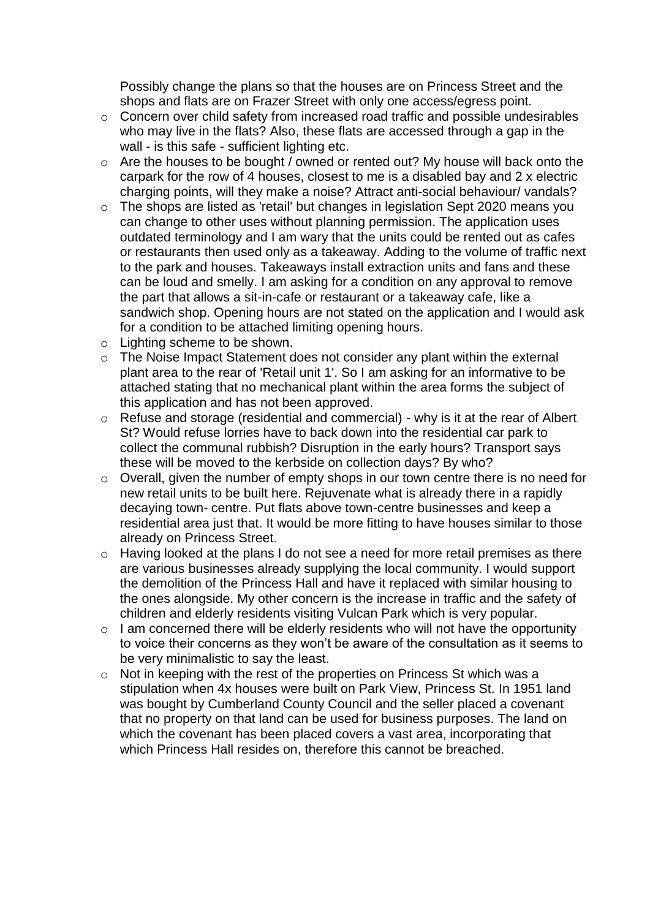Possibly change the plans so that the houses are on Princess Street and the shops and flats are on Frazer Street with only one access/egress point.

- Concern over child safety from increased road traffic and possible undesirables who may live in the flats? Also, these flats are accessed through a gap in the wall - is this safe - sufficient lighting etc.
- Are the houses to be bought / owned or rented out? My house will back onto the carpark for the row of 4 houses, closest to me is a disabled bay and 2 x electric charging points, will they make a noise? Attract anti-social behaviour/ vandals?
- The shops are listed as 'retail' but changes in legislation Sept 2020 means you can change to other uses without planning permission. The application uses outdated terminology and I am wary that the units could be rented out as cafes or restaurants then used only as a takeaway. Adding to the volume of traffic next to the park and houses. Takeaways install extraction units and fans and these can be loud and smelly. I am asking for a condition on any approval to remove the part that allows a sit-in-cafe or restaurant or a takeaway cafe, like a sandwich shop. Opening hours are not stated on the application and I would ask for a condition to be attached limiting opening hours.
- Lighting scheme to be shown.
- The Noise Impact Statement does not consider any plant within the external plant area to the rear of 'Retail unit 1'. So I am asking for an informative to be attached stating that no mechanical plant within the area forms the subject of this application and has not been approved.
- Refuse and storage (residential and commercial) - why is it at the rear of Albert St? Would refuse lorries have to back down into the residential car park to collect the communal rubbish? Disruption in the early hours? Transport says these will be moved to the kerbside on collection days? By who?
- Overall, given the number of empty shops in our town centre there is no need for new retail units to be built here. Rejuvenate what is already there in a rapidly decaying town- centre. Put flats above town-centre businesses and keep a residential area just that. It would be more fitting to have houses similar to those already on Princess Street.
- Having looked at the plans I do not see a need for more retail premises as there are various businesses already supplying the local community. I would support the demolition of the Princess Hall and have it replaced with similar housing to the ones alongside. My other concern is the increase in traffic and the safety of children and elderly residents visiting Vulcan Park which is very popular.
- I am concerned there will be elderly residents who will not have the opportunity to voice their concerns as they won't be aware of the consultation as it seems to be very minimalistic to say the least.
- Not in keeping with the rest of the properties on Princess St which was a stipulation when 4x houses were built on Park View, Princess St. In 1951 land was bought by Cumberland County Council and the seller placed a covenant that no property on that land can be used for business purposes. The land on which the covenant has been placed covers a vast area, incorporating that which Princess Hall resides on, therefore this cannot be breached.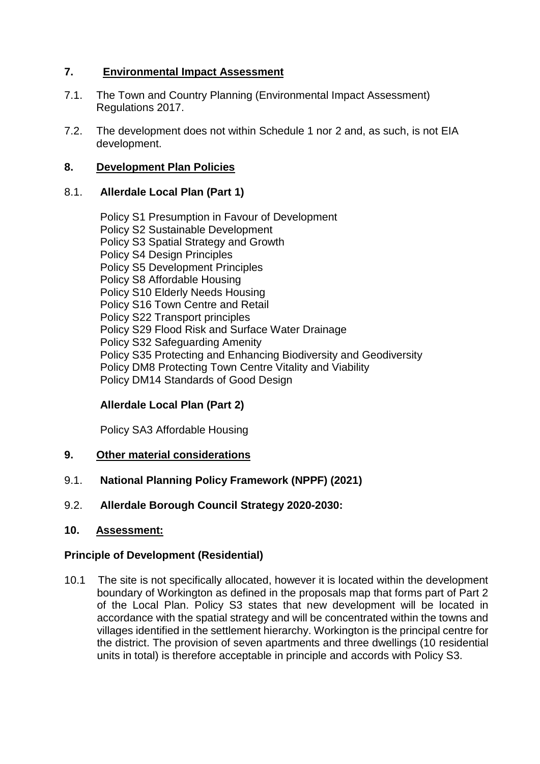## 7. Environmental Impact Assessment

7.1. The Town and Country Planning (Environmental Impact Assessment) Regulations 2017.

7.2. The development does not within Schedule 1 nor 2 and, as such, is not EIA development.

## 8. Development Plan Policies

### 8.1. Allerdale Local Plan (Part 1)

Policy S1 Presumption in Favour of Development
Policy S2 Sustainable Development
Policy S3 Spatial Strategy and Growth
Policy S4 Design Principles
Policy S5 Development Principles
Policy S8 Affordable Housing
Policy S10 Elderly Needs Housing
Policy S16 Town Centre and Retail
Policy S22 Transport principles
Policy S29 Flood Risk and Surface Water Drainage
Policy S32 Safeguarding Amenity
Policy S35 Protecting and Enhancing Biodiversity and Geodiversity
Policy DM8 Protecting Town Centre Vitality and Viability
Policy DM14 Standards of Good Design

**Allerdale Local Plan (Part 2)**

Policy SA3 Affordable Housing

## 9. Other material considerations

### 9.1. National Planning Policy Framework (NPPF) (2021)

### 9.2. Allerdale Borough Council Strategy 2020-2030:

## 10. Assessment:

**Principle of Development (Residential)**

10.1 The site is not specifically allocated, however it is located within the development boundary of Workington as defined in the proposals map that forms part of Part 2 of the Local Plan. Policy S3 states that new development will be located in accordance with the spatial strategy and will be concentrated within the towns and villages identified in the settlement hierarchy. Workington is the principal centre for the district. The provision of seven apartments and three dwellings (10 residential units in total) is therefore acceptable in principle and accords with Policy S3.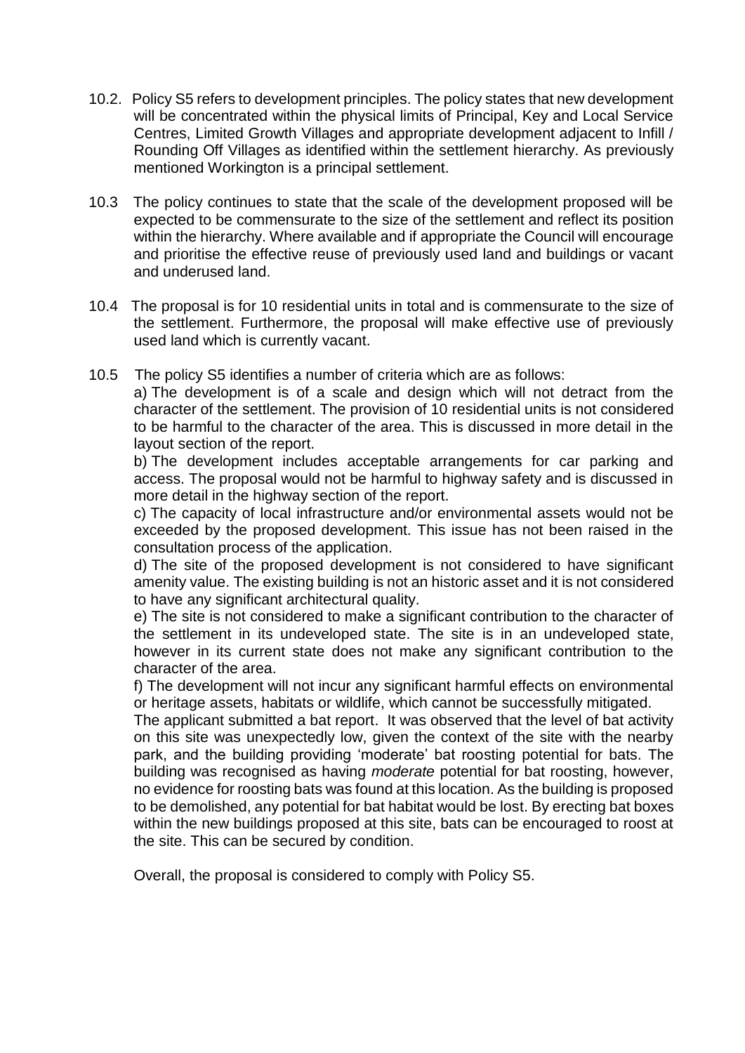10.2. Policy S5 refers to development principles. The policy states that new development will be concentrated within the physical limits of Principal, Key and Local Service Centres, Limited Growth Villages and appropriate development adjacent to Infill / Rounding Off Villages as identified within the settlement hierarchy. As previously mentioned Workington is a principal settlement.

10.3 The policy continues to state that the scale of the development proposed will be expected to be commensurate to the size of the settlement and reflect its position within the hierarchy. Where available and if appropriate the Council will encourage and prioritise the effective reuse of previously used land and buildings or vacant and underused land.

10.4 The proposal is for 10 residential units in total and is commensurate to the size of the settlement. Furthermore, the proposal will make effective use of previously used land which is currently vacant.

10.5 The policy S5 identifies a number of criteria which are as follows:

a) The development is of a scale and design which will not detract from the character of the settlement. The provision of 10 residential units is not considered to be harmful to the character of the area. This is discussed in more detail in the layout section of the report.

b) The development includes acceptable arrangements for car parking and access. The proposal would not be harmful to highway safety and is discussed in more detail in the highway section of the report.

c) The capacity of local infrastructure and/or environmental assets would not be exceeded by the proposed development. This issue has not been raised in the consultation process of the application.

d) The site of the proposed development is not considered to have significant amenity value. The existing building is not an historic asset and it is not considered to have any significant architectural quality.

e) The site is not considered to make a significant contribution to the character of the settlement in its undeveloped state. The site is in an undeveloped state, however in its current state does not make any significant contribution to the character of the area.

f) The development will not incur any significant harmful effects on environmental or heritage assets, habitats or wildlife, which cannot be successfully mitigated.

The applicant submitted a bat report. It was observed that the level of bat activity on this site was unexpectedly low, given the context of the site with the nearby park, and the building providing 'moderate' bat roosting potential for bats. The building was recognised as having *moderate* potential for bat roosting, however, no evidence for roosting bats was found at this location. As the building is proposed to be demolished, any potential for bat habitat would be lost. By erecting bat boxes within the new buildings proposed at this site, bats can be encouraged to roost at the site. This can be secured by condition.

Overall, the proposal is considered to comply with Policy S5.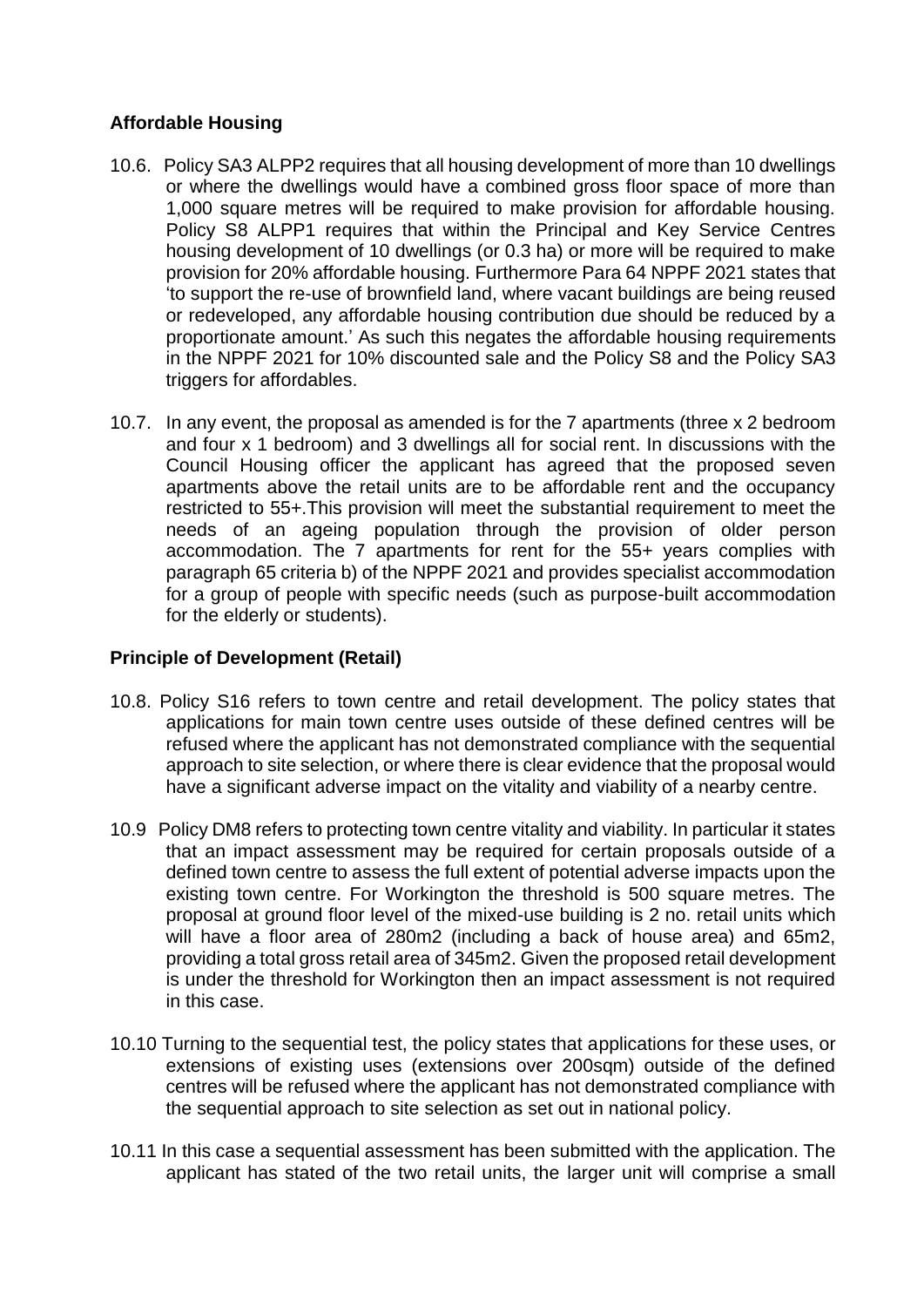## Affordable Housing

10.6. Policy SA3 ALPP2 requires that all housing development of more than 10 dwellings or where the dwellings would have a combined gross floor space of more than 1,000 square metres will be required to make provision for affordable housing. Policy S8 ALPP1 requires that within the Principal and Key Service Centres housing development of 10 dwellings (or 0.3 ha) or more will be required to make provision for 20% affordable housing. Furthermore Para 64 NPPF 2021 states that 'to support the re-use of brownfield land, where vacant buildings are being reused or redeveloped, any affordable housing contribution due should be reduced by a proportionate amount.' As such this negates the affordable housing requirements in the NPPF 2021 for 10% discounted sale and the Policy S8 and the Policy SA3 triggers for affordables.

10.7. In any event, the proposal as amended is for the 7 apartments (three x 2 bedroom and four x 1 bedroom) and 3 dwellings all for social rent. In discussions with the Council Housing officer the applicant has agreed that the proposed seven apartments above the retail units are to be affordable rent and the occupancy restricted to 55+.This provision will meet the substantial requirement to meet the needs of an ageing population through the provision of older person accommodation. The 7 apartments for rent for the 55+ years complies with paragraph 65 criteria b) of the NPPF 2021 and provides specialist accommodation for a group of people with specific needs (such as purpose-built accommodation for the elderly or students).

## Principle of Development (Retail)

10.8. Policy S16 refers to town centre and retail development. The policy states that applications for main town centre uses outside of these defined centres will be refused where the applicant has not demonstrated compliance with the sequential approach to site selection, or where there is clear evidence that the proposal would have a significant adverse impact on the vitality and viability of a nearby centre.

10.9 Policy DM8 refers to protecting town centre vitality and viability. In particular it states that an impact assessment may be required for certain proposals outside of a defined town centre to assess the full extent of potential adverse impacts upon the existing town centre. For Workington the threshold is 500 square metres. The proposal at ground floor level of the mixed-use building is 2 no. retail units which will have a floor area of 280m2 (including a back of house area) and 65m2, providing a total gross retail area of 345m2. Given the proposed retail development is under the threshold for Workington then an impact assessment is not required in this case.

10.10 Turning to the sequential test, the policy states that applications for these uses, or extensions of existing uses (extensions over 200sqm) outside of the defined centres will be refused where the applicant has not demonstrated compliance with the sequential approach to site selection as set out in national policy.

10.11 In this case a sequential assessment has been submitted with the application. The applicant has stated of the two retail units, the larger unit will comprise a small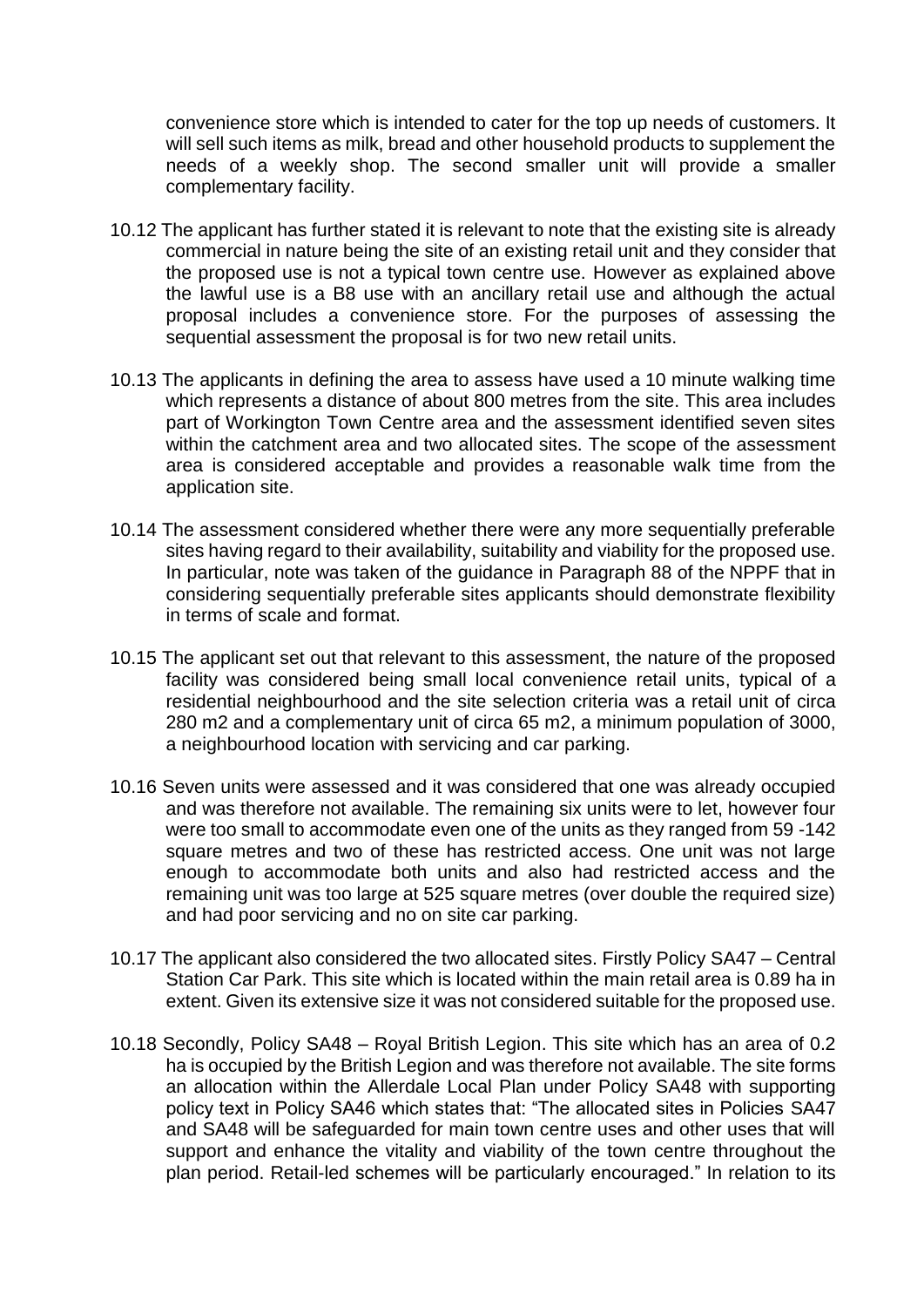convenience store which is intended to cater for the top up needs of customers. It will sell such items as milk, bread and other household products to supplement the needs of a weekly shop. The second smaller unit will provide a smaller complementary facility.

10.12 The applicant has further stated it is relevant to note that the existing site is already commercial in nature being the site of an existing retail unit and they consider that the proposed use is not a typical town centre use. However as explained above the lawful use is a B8 use with an ancillary retail use and although the actual proposal includes a convenience store. For the purposes of assessing the sequential assessment the proposal is for two new retail units.

10.13 The applicants in defining the area to assess have used a 10 minute walking time which represents a distance of about 800 metres from the site. This area includes part of Workington Town Centre area and the assessment identified seven sites within the catchment area and two allocated sites. The scope of the assessment area is considered acceptable and provides a reasonable walk time from the application site.

10.14 The assessment considered whether there were any more sequentially preferable sites having regard to their availability, suitability and viability for the proposed use. In particular, note was taken of the guidance in Paragraph 88 of the NPPF that in considering sequentially preferable sites applicants should demonstrate flexibility in terms of scale and format.

10.15 The applicant set out that relevant to this assessment, the nature of the proposed facility was considered being small local convenience retail units, typical of a residential neighbourhood and the site selection criteria was a retail unit of circa 280 m2 and a complementary unit of circa 65 m2, a minimum population of 3000, a neighbourhood location with servicing and car parking.

10.16 Seven units were assessed and it was considered that one was already occupied and was therefore not available. The remaining six units were to let, however four were too small to accommodate even one of the units as they ranged from 59 -142 square metres and two of these has restricted access. One unit was not large enough to accommodate both units and also had restricted access and the remaining unit was too large at 525 square metres (over double the required size) and had poor servicing and no on site car parking.

10.17 The applicant also considered the two allocated sites. Firstly Policy SA47 – Central Station Car Park. This site which is located within the main retail area is 0.89 ha in extent. Given its extensive size it was not considered suitable for the proposed use.

10.18 Secondly, Policy SA48 – Royal British Legion. This site which has an area of 0.2 ha is occupied by the British Legion and was therefore not available. The site forms an allocation within the Allerdale Local Plan under Policy SA48 with supporting policy text in Policy SA46 which states that: "The allocated sites in Policies SA47 and SA48 will be safeguarded for main town centre uses and other uses that will support and enhance the vitality and viability of the town centre throughout the plan period. Retail-led schemes will be particularly encouraged." In relation to its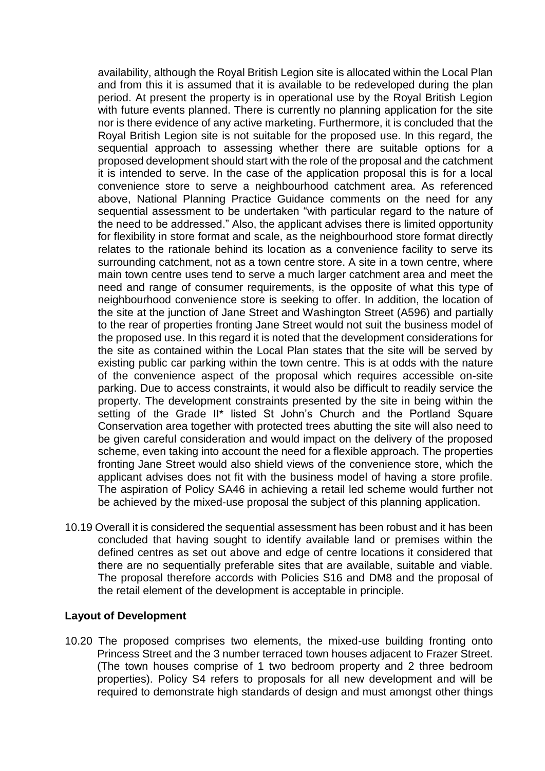availability, although the Royal British Legion site is allocated within the Local Plan and from this it is assumed that it is available to be redeveloped during the plan period. At present the property is in operational use by the Royal British Legion with future events planned. There is currently no planning application for the site nor is there evidence of any active marketing. Furthermore, it is concluded that the Royal British Legion site is not suitable for the proposed use. In this regard, the sequential approach to assessing whether there are suitable options for a proposed development should start with the role of the proposal and the catchment it is intended to serve. In the case of the application proposal this is for a local convenience store to serve a neighbourhood catchment area. As referenced above, National Planning Practice Guidance comments on the need for any sequential assessment to be undertaken "with particular regard to the nature of the need to be addressed." Also, the applicant advises there is limited opportunity for flexibility in store format and scale, as the neighbourhood store format directly relates to the rationale behind its location as a convenience facility to serve its surrounding catchment, not as a town centre store. A site in a town centre, where main town centre uses tend to serve a much larger catchment area and meet the need and range of consumer requirements, is the opposite of what this type of neighbourhood convenience store is seeking to offer. In addition, the location of the site at the junction of Jane Street and Washington Street (A596) and partially to the rear of properties fronting Jane Street would not suit the business model of the proposed use. In this regard it is noted that the development considerations for the site as contained within the Local Plan states that the site will be served by existing public car parking within the town centre. This is at odds with the nature of the convenience aspect of the proposal which requires accessible on-site parking. Due to access constraints, it would also be difficult to readily service the property. The development constraints presented by the site in being within the setting of the Grade II* listed St John's Church and the Portland Square Conservation area together with protected trees abutting the site will also need to be given careful consideration and would impact on the delivery of the proposed scheme, even taking into account the need for a flexible approach. The properties fronting Jane Street would also shield views of the convenience store, which the applicant advises does not fit with the business model of having a store profile. The aspiration of Policy SA46 in achieving a retail led scheme would further not be achieved by the mixed-use proposal the subject of this planning application.

10.19 Overall it is considered the sequential assessment has been robust and it has been concluded that having sought to identify available land or premises within the defined centres as set out above and edge of centre locations it considered that there are no sequentially preferable sites that are available, suitable and viable. The proposal therefore accords with Policies S16 and DM8 and the proposal of the retail element of the development is acceptable in principle.

**Layout of Development**

10.20 The proposed comprises two elements, the mixed-use building fronting onto Princess Street and the 3 number terraced town houses adjacent to Frazer Street. (The town houses comprise of 1 two bedroom property and 2 three bedroom properties). Policy S4 refers to proposals for all new development and will be required to demonstrate high standards of design and must amongst other things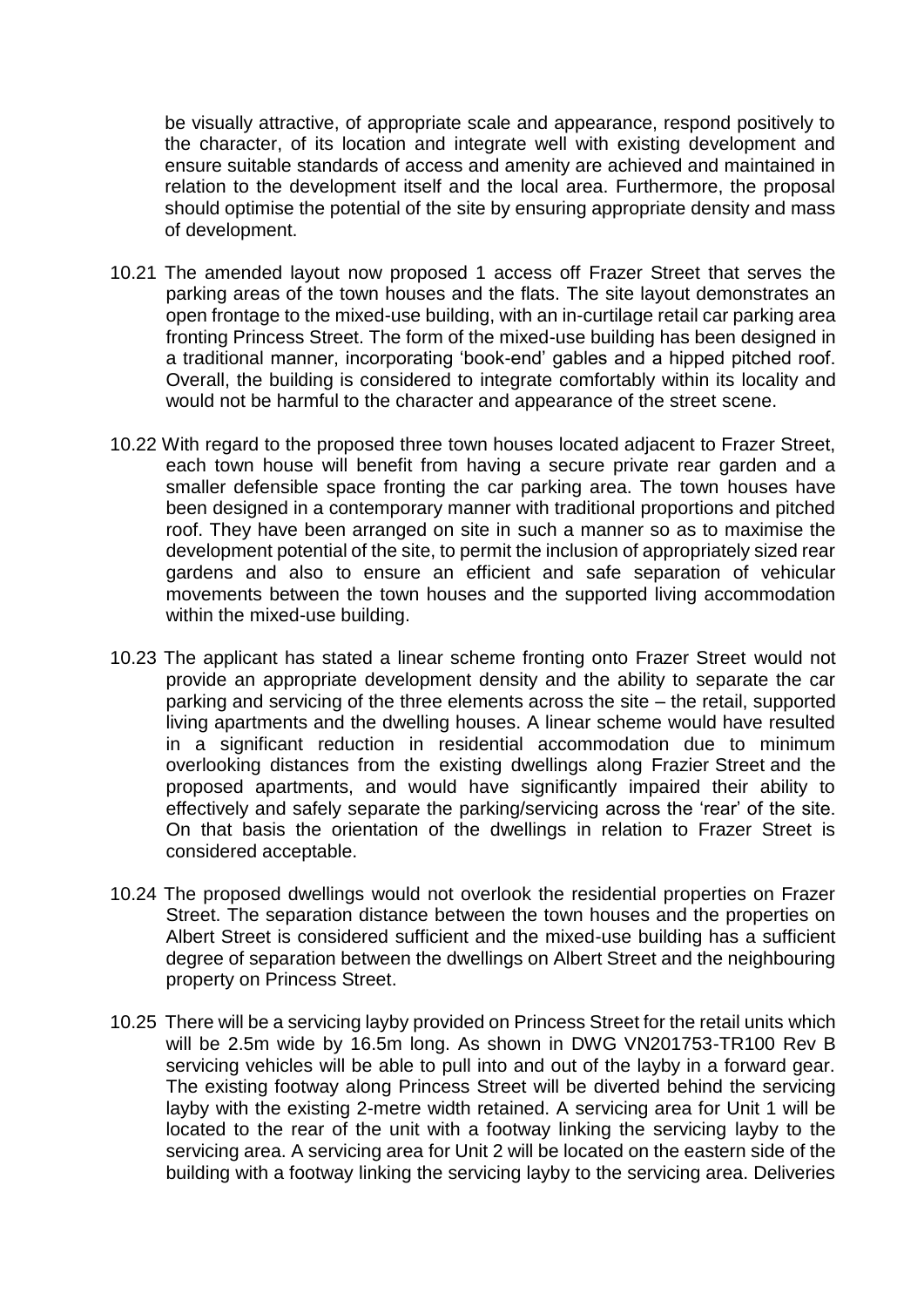be visually attractive, of appropriate scale and appearance, respond positively to the character, of its location and integrate well with existing development and ensure suitable standards of access and amenity are achieved and maintained in relation to the development itself and the local area. Furthermore, the proposal should optimise the potential of the site by ensuring appropriate density and mass of development.

10.21 The amended layout now proposed 1 access off Frazer Street that serves the parking areas of the town houses and the flats. The site layout demonstrates an open frontage to the mixed-use building, with an in-curtilage retail car parking area fronting Princess Street. The form of the mixed-use building has been designed in a traditional manner, incorporating 'book-end' gables and a hipped pitched roof. Overall, the building is considered to integrate comfortably within its locality and would not be harmful to the character and appearance of the street scene.

10.22 With regard to the proposed three town houses located adjacent to Frazer Street, each town house will benefit from having a secure private rear garden and a smaller defensible space fronting the car parking area. The town houses have been designed in a contemporary manner with traditional proportions and pitched roof. They have been arranged on site in such a manner so as to maximise the development potential of the site, to permit the inclusion of appropriately sized rear gardens and also to ensure an efficient and safe separation of vehicular movements between the town houses and the supported living accommodation within the mixed-use building.

10.23 The applicant has stated a linear scheme fronting onto Frazer Street would not provide an appropriate development density and the ability to separate the car parking and servicing of the three elements across the site – the retail, supported living apartments and the dwelling houses. A linear scheme would have resulted in a significant reduction in residential accommodation due to minimum overlooking distances from the existing dwellings along Frazier Street and the proposed apartments, and would have significantly impaired their ability to effectively and safely separate the parking/servicing across the 'rear' of the site. On that basis the orientation of the dwellings in relation to Frazer Street is considered acceptable.

10.24 The proposed dwellings would not overlook the residential properties on Frazer Street. The separation distance between the town houses and the properties on Albert Street is considered sufficient and the mixed-use building has a sufficient degree of separation between the dwellings on Albert Street and the neighbouring property on Princess Street.

10.25 There will be a servicing layby provided on Princess Street for the retail units which will be 2.5m wide by 16.5m long. As shown in DWG VN201753-TR100 Rev B servicing vehicles will be able to pull into and out of the layby in a forward gear. The existing footway along Princess Street will be diverted behind the servicing layby with the existing 2-metre width retained. A servicing area for Unit 1 will be located to the rear of the unit with a footway linking the servicing layby to the servicing area. A servicing area for Unit 2 will be located on the eastern side of the building with a footway linking the servicing layby to the servicing area. Deliveries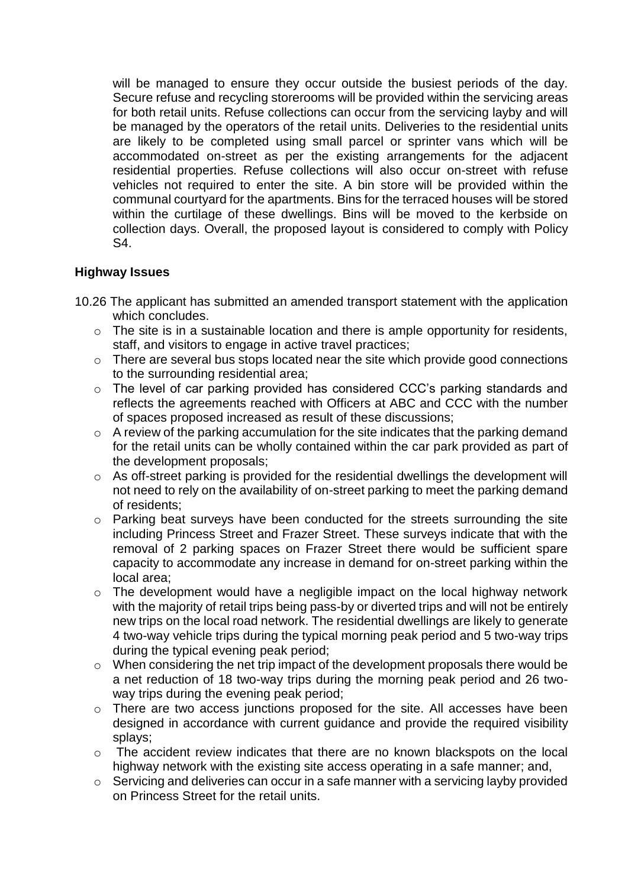will be managed to ensure they occur outside the busiest periods of the day. Secure refuse and recycling storerooms will be provided within the servicing areas for both retail units. Refuse collections can occur from the servicing layby and will be managed by the operators of the retail units. Deliveries to the residential units are likely to be completed using small parcel or sprinter vans which will be accommodated on-street as per the existing arrangements for the adjacent residential properties. Refuse collections will also occur on-street with refuse vehicles not required to enter the site. A bin store will be provided within the communal courtyard for the apartments. Bins for the terraced houses will be stored within the curtilage of these dwellings. Bins will be moved to the kerbside on collection days. Overall, the proposed layout is considered to comply with Policy S4.

**Highway Issues**

10.26 The applicant has submitted an amended transport statement with the application which concludes.

- The site is in a sustainable location and there is ample opportunity for residents, staff, and visitors to engage in active travel practices;
- There are several bus stops located near the site which provide good connections to the surrounding residential area;
- The level of car parking provided has considered CCC's parking standards and reflects the agreements reached with Officers at ABC and CCC with the number of spaces proposed increased as result of these discussions;
- A review of the parking accumulation for the site indicates that the parking demand for the retail units can be wholly contained within the car park provided as part of the development proposals;
- As off-street parking is provided for the residential dwellings the development will not need to rely on the availability of on-street parking to meet the parking demand of residents;
- Parking beat surveys have been conducted for the streets surrounding the site including Princess Street and Frazer Street. These surveys indicate that with the removal of 2 parking spaces on Frazer Street there would be sufficient spare capacity to accommodate any increase in demand for on-street parking within the local area;
- The development would have a negligible impact on the local highway network with the majority of retail trips being pass-by or diverted trips and will not be entirely new trips on the local road network. The residential dwellings are likely to generate 4 two-way vehicle trips during the typical morning peak period and 5 two-way trips during the typical evening peak period;
- When considering the net trip impact of the development proposals there would be a net reduction of 18 two-way trips during the morning peak period and 26 two-way trips during the evening peak period;
- There are two access junctions proposed for the site. All accesses have been designed in accordance with current guidance and provide the required visibility splays;
- The accident review indicates that there are no known blackspots on the local highway network with the existing site access operating in a safe manner; and,
- Servicing and deliveries can occur in a safe manner with a servicing layby provided on Princess Street for the retail units.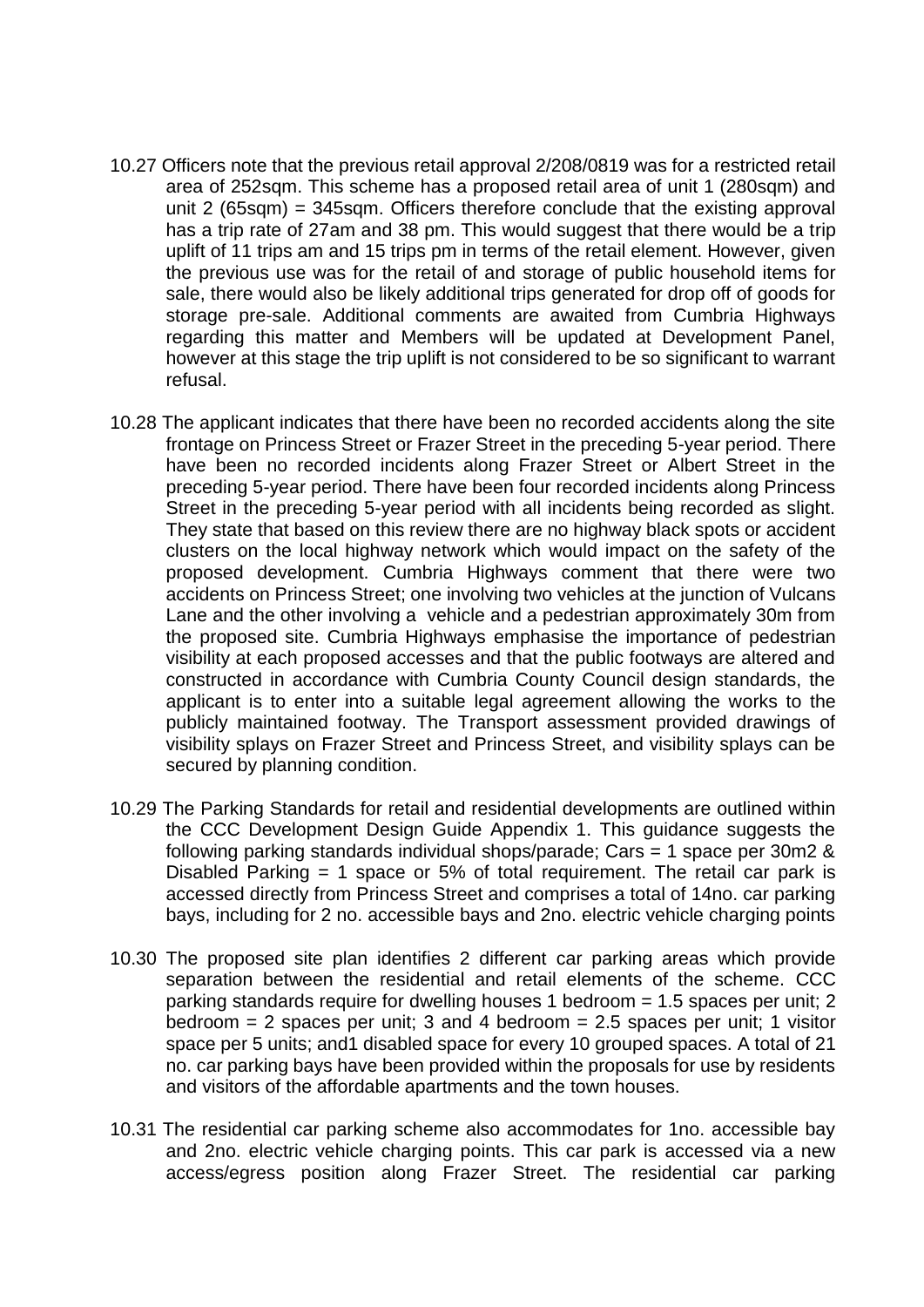10.27 Officers note that the previous retail approval 2/208/0819 was for a restricted retail area of 252sqm. This scheme has a proposed retail area of unit 1 (280sqm) and unit 2 (65sqm) = 345sqm. Officers therefore conclude that the existing approval has a trip rate of 27am and 38 pm. This would suggest that there would be a trip uplift of 11 trips am and 15 trips pm in terms of the retail element. However, given the previous use was for the retail of and storage of public household items for sale, there would also be likely additional trips generated for drop off of goods for storage pre-sale. Additional comments are awaited from Cumbria Highways regarding this matter and Members will be updated at Development Panel, however at this stage the trip uplift is not considered to be so significant to warrant refusal.

10.28 The applicant indicates that there have been no recorded accidents along the site frontage on Princess Street or Frazer Street in the preceding 5-year period. There have been no recorded incidents along Frazer Street or Albert Street in the preceding 5-year period. There have been four recorded incidents along Princess Street in the preceding 5-year period with all incidents being recorded as slight. They state that based on this review there are no highway black spots or accident clusters on the local highway network which would impact on the safety of the proposed development. Cumbria Highways comment that there were two accidents on Princess Street; one involving two vehicles at the junction of Vulcans Lane and the other involving a vehicle and a pedestrian approximately 30m from the proposed site. Cumbria Highways emphasise the importance of pedestrian visibility at each proposed accesses and that the public footways are altered and constructed in accordance with Cumbria County Council design standards, the applicant is to enter into a suitable legal agreement allowing the works to the publicly maintained footway. The Transport assessment provided drawings of visibility splays on Frazer Street and Princess Street, and visibility splays can be secured by planning condition.

10.29 The Parking Standards for retail and residential developments are outlined within the CCC Development Design Guide Appendix 1. This guidance suggests the following parking standards individual shops/parade; Cars = 1 space per 30m2 & Disabled Parking = 1 space or 5% of total requirement. The retail car park is accessed directly from Princess Street and comprises a total of 14no. car parking bays, including for 2 no. accessible bays and 2no. electric vehicle charging points

10.30 The proposed site plan identifies 2 different car parking areas which provide separation between the residential and retail elements of the scheme. CCC parking standards require for dwelling houses 1 bedroom = 1.5 spaces per unit; 2 bedroom = 2 spaces per unit; 3 and 4 bedroom = 2.5 spaces per unit; 1 visitor space per 5 units; and1 disabled space for every 10 grouped spaces. A total of 21 no. car parking bays have been provided within the proposals for use by residents and visitors of the affordable apartments and the town houses.

10.31 The residential car parking scheme also accommodates for 1no. accessible bay and 2no. electric vehicle charging points. This car park is accessed via a new access/egress position along Frazer Street. The residential car parking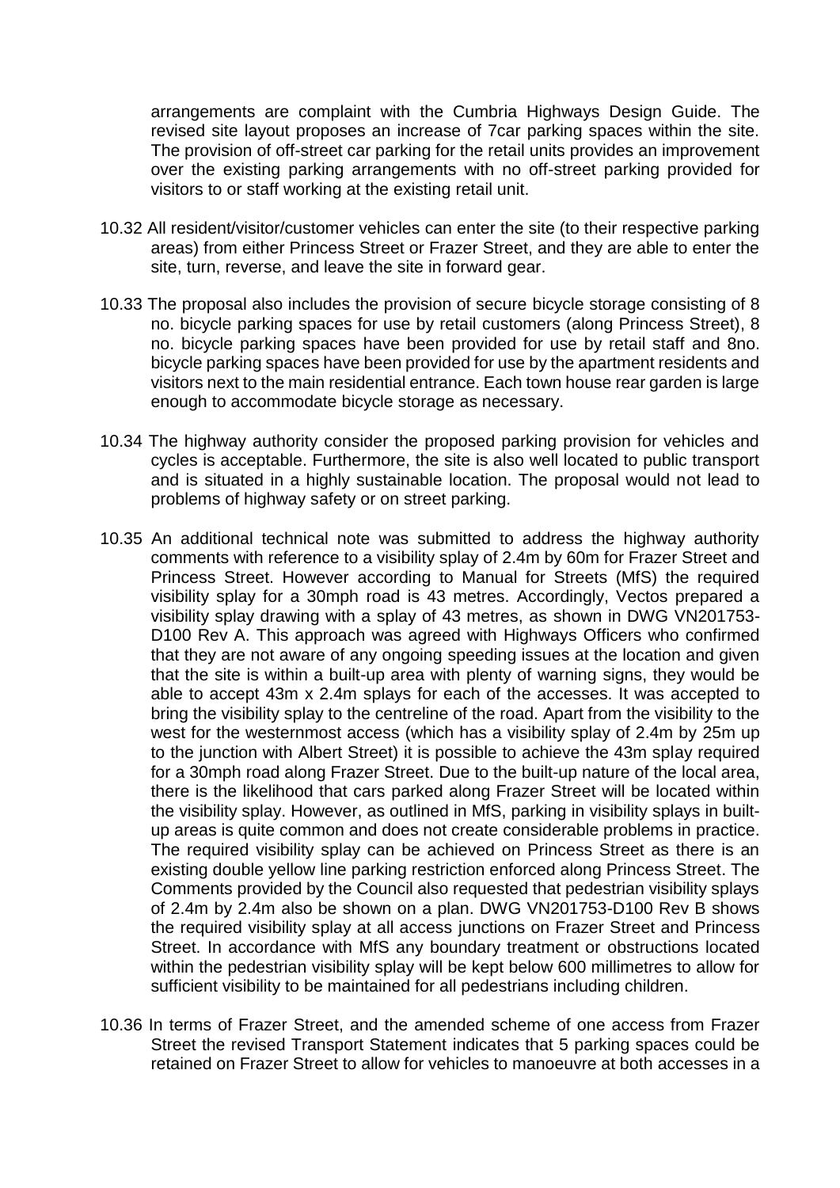arrangements are complaint with the Cumbria Highways Design Guide. The revised site layout proposes an increase of 7car parking spaces within the site. The provision of off-street car parking for the retail units provides an improvement over the existing parking arrangements with no off-street parking provided for visitors to or staff working at the existing retail unit.

10.32 All resident/visitor/customer vehicles can enter the site (to their respective parking areas) from either Princess Street or Frazer Street, and they are able to enter the site, turn, reverse, and leave the site in forward gear.

10.33 The proposal also includes the provision of secure bicycle storage consisting of 8 no. bicycle parking spaces for use by retail customers (along Princess Street), 8 no. bicycle parking spaces have been provided for use by retail staff and 8no. bicycle parking spaces have been provided for use by the apartment residents and visitors next to the main residential entrance. Each town house rear garden is large enough to accommodate bicycle storage as necessary.

10.34 The highway authority consider the proposed parking provision for vehicles and cycles is acceptable. Furthermore, the site is also well located to public transport and is situated in a highly sustainable location. The proposal would not lead to problems of highway safety or on street parking.

10.35 An additional technical note was submitted to address the highway authority comments with reference to a visibility splay of 2.4m by 60m for Frazer Street and Princess Street. However according to Manual for Streets (MfS) the required visibility splay for a 30mph road is 43 metres. Accordingly, Vectos prepared a visibility splay drawing with a splay of 43 metres, as shown in DWG VN201753-D100 Rev A. This approach was agreed with Highways Officers who confirmed that they are not aware of any ongoing speeding issues at the location and given that the site is within a built-up area with plenty of warning signs, they would be able to accept 43m x 2.4m splays for each of the accesses. It was accepted to bring the visibility splay to the centreline of the road. Apart from the visibility to the west for the westernmost access (which has a visibility splay of 2.4m by 25m up to the junction with Albert Street) it is possible to achieve the 43m splay required for a 30mph road along Frazer Street. Due to the built-up nature of the local area, there is the likelihood that cars parked along Frazer Street will be located within the visibility splay. However, as outlined in MfS, parking in visibility splays in built-up areas is quite common and does not create considerable problems in practice. The required visibility splay can be achieved on Princess Street as there is an existing double yellow line parking restriction enforced along Princess Street. The Comments provided by the Council also requested that pedestrian visibility splays of 2.4m by 2.4m also be shown on a plan. DWG VN201753-D100 Rev B shows the required visibility splay at all access junctions on Frazer Street and Princess Street. In accordance with MfS any boundary treatment or obstructions located within the pedestrian visibility splay will be kept below 600 millimetres to allow for sufficient visibility to be maintained for all pedestrians including children.

10.36 In terms of Frazer Street, and the amended scheme of one access from Frazer Street the revised Transport Statement indicates that 5 parking spaces could be retained on Frazer Street to allow for vehicles to manoeuvre at both accesses in a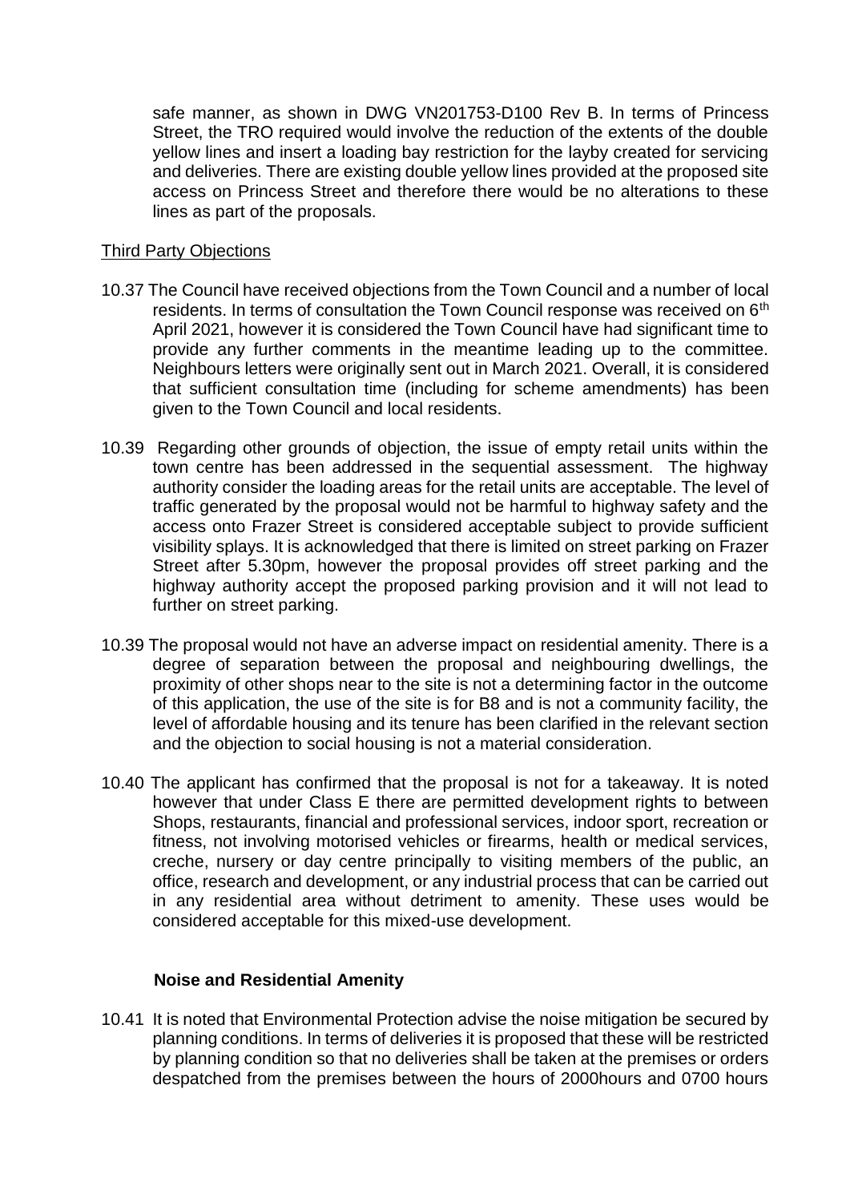safe manner, as shown in DWG VN201753-D100 Rev B. In terms of Princess Street, the TRO required would involve the reduction of the extents of the double yellow lines and insert a loading bay restriction for the layby created for servicing and deliveries. There are existing double yellow lines provided at the proposed site access on Princess Street and therefore there would be no alterations to these lines as part of the proposals.

Third Party Objections

10.37 The Council have received objections from the Town Council and a number of local residents. In terms of consultation the Town Council response was received on 6th April 2021, however it is considered the Town Council have had significant time to provide any further comments in the meantime leading up to the committee. Neighbours letters were originally sent out in March 2021. Overall, it is considered that sufficient consultation time (including for scheme amendments) has been given to the Town Council and local residents.

10.39 Regarding other grounds of objection, the issue of empty retail units within the town centre has been addressed in the sequential assessment. The highway authority consider the loading areas for the retail units are acceptable. The level of traffic generated by the proposal would not be harmful to highway safety and the access onto Frazer Street is considered acceptable subject to provide sufficient visibility splays. It is acknowledged that there is limited on street parking on Frazer Street after 5.30pm, however the proposal provides off street parking and the highway authority accept the proposed parking provision and it will not lead to further on street parking.

10.39 The proposal would not have an adverse impact on residential amenity. There is a degree of separation between the proposal and neighbouring dwellings, the proximity of other shops near to the site is not a determining factor in the outcome of this application, the use of the site is for B8 and is not a community facility, the level of affordable housing and its tenure has been clarified in the relevant section and the objection to social housing is not a material consideration.

10.40 The applicant has confirmed that the proposal is not for a takeaway. It is noted however that under Class E there are permitted development rights to between Shops, restaurants, financial and professional services, indoor sport, recreation or fitness, not involving motorised vehicles or firearms, health or medical services, creche, nursery or day centre principally to visiting members of the public, an office, research and development, or any industrial process that can be carried out in any residential area without detriment to amenity. These uses would be considered acceptable for this mixed-use development.

**Noise and Residential Amenity**

10.41 It is noted that Environmental Protection advise the noise mitigation be secured by planning conditions. In terms of deliveries it is proposed that these will be restricted by planning condition so that no deliveries shall be taken at the premises or orders despatched from the premises between the hours of 2000hours and 0700 hours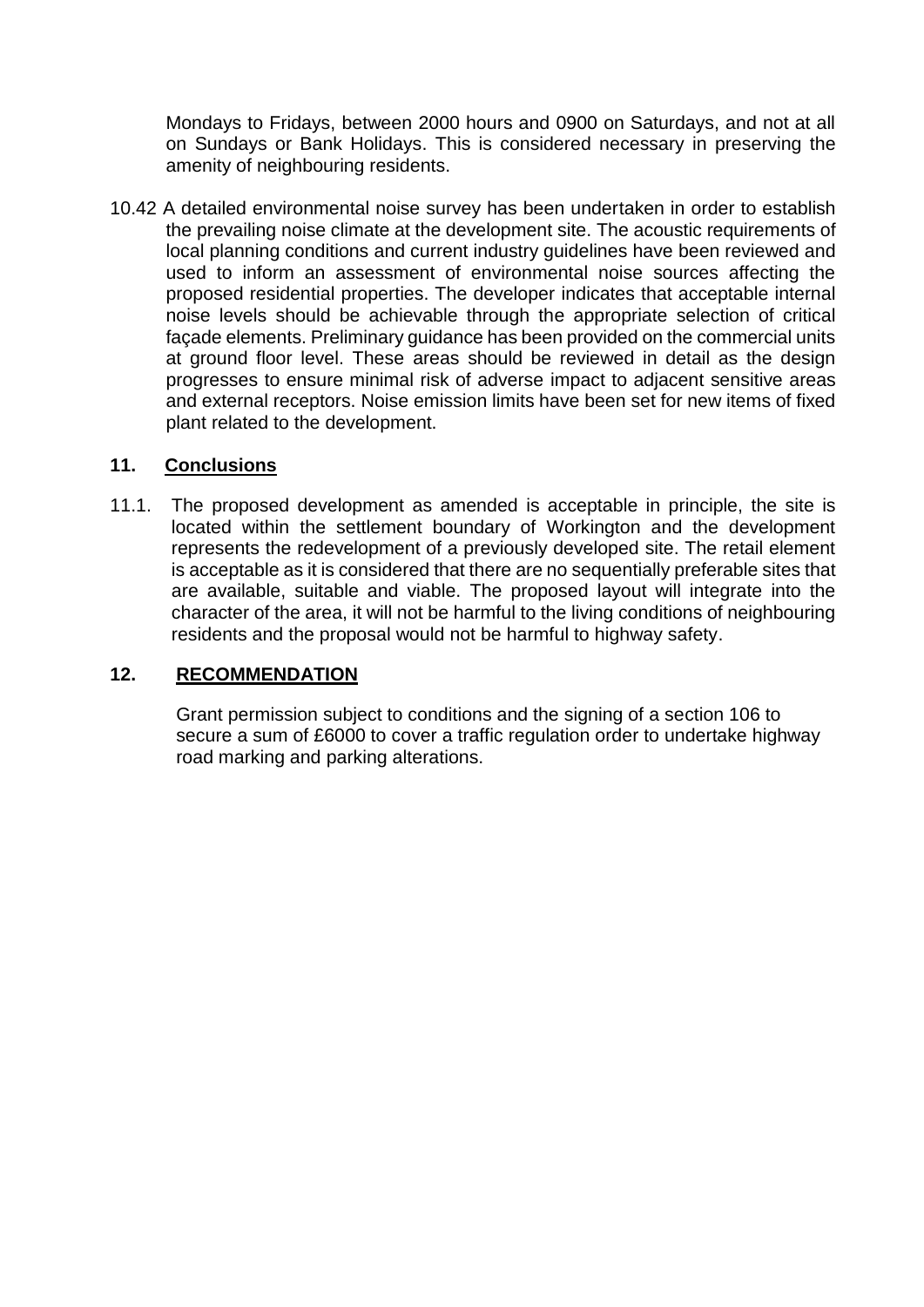Mondays to Fridays, between 2000 hours and 0900 on Saturdays, and not at all on Sundays or Bank Holidays. This is considered necessary in preserving the amenity of neighbouring residents.

10.42 A detailed environmental noise survey has been undertaken in order to establish the prevailing noise climate at the development site. The acoustic requirements of local planning conditions and current industry guidelines have been reviewed and used to inform an assessment of environmental noise sources affecting the proposed residential properties. The developer indicates that acceptable internal noise levels should be achievable through the appropriate selection of critical façade elements. Preliminary guidance has been provided on the commercial units at ground floor level. These areas should be reviewed in detail as the design progresses to ensure minimal risk of adverse impact to adjacent sensitive areas and external receptors. Noise emission limits have been set for new items of fixed plant related to the development.

## 11. Conclusions

11.1. The proposed development as amended is acceptable in principle, the site is located within the settlement boundary of Workington and the development represents the redevelopment of a previously developed site. The retail element is acceptable as it is considered that there are no sequentially preferable sites that are available, suitable and viable. The proposed layout will integrate into the character of the area, it will not be harmful to the living conditions of neighbouring residents and the proposal would not be harmful to highway safety.

## 12. RECOMMENDATION

Grant permission subject to conditions and the signing of a section 106 to secure a sum of £6000 to cover a traffic regulation order to undertake highway road marking and parking alterations.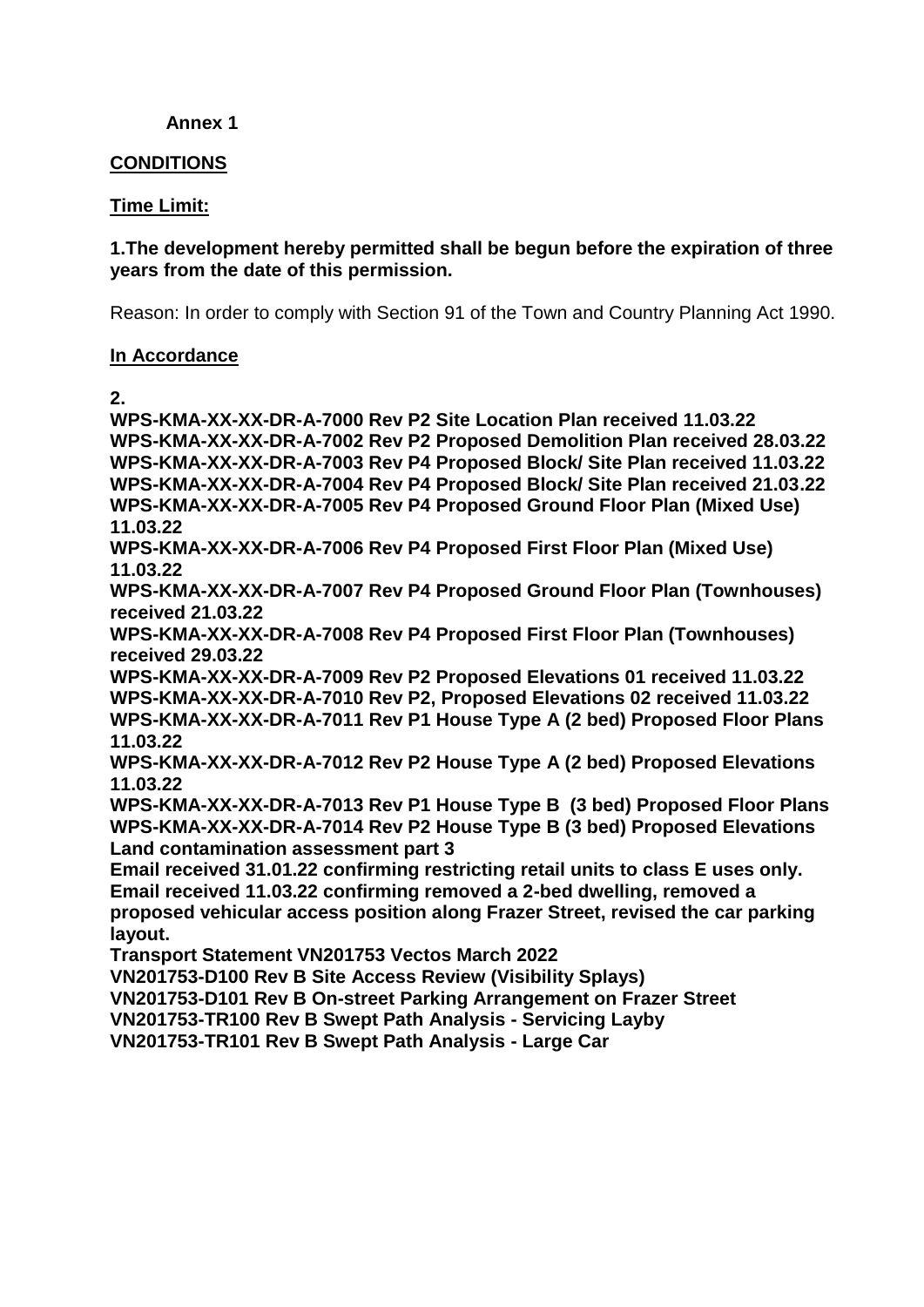**Annex 1**

**CONDITIONS**

**Time Limit:**

**1.The development hereby permitted shall be begun before the expiration of three years from the date of this permission.**

Reason: In order to comply with Section 91 of the Town and Country Planning Act 1990.

**In Accordance**

**2.**

**WPS-KMA-XX-XX-DR-A-7000 Rev P2 Site Location Plan received 11.03.22**
**WPS-KMA-XX-XX-DR-A-7002 Rev P2 Proposed Demolition Plan received 28.03.22**
**WPS-KMA-XX-XX-DR-A-7003 Rev P4 Proposed Block/ Site Plan received 11.03.22**
**WPS-KMA-XX-XX-DR-A-7004 Rev P4 Proposed Block/ Site Plan received 21.03.22**
**WPS-KMA-XX-XX-DR-A-7005 Rev P4 Proposed Ground Floor Plan (Mixed Use) 11.03.22**
**WPS-KMA-XX-XX-DR-A-7006 Rev P4 Proposed First Floor Plan (Mixed Use) 11.03.22**
**WPS-KMA-XX-XX-DR-A-7007 Rev P4 Proposed Ground Floor Plan (Townhouses) received 21.03.22**
**WPS-KMA-XX-XX-DR-A-7008 Rev P4 Proposed First Floor Plan (Townhouses) received 29.03.22**
**WPS-KMA-XX-XX-DR-A-7009 Rev P2 Proposed Elevations 01 received 11.03.22**
**WPS-KMA-XX-XX-DR-A-7010 Rev P2, Proposed Elevations 02 received 11.03.22**
**WPS-KMA-XX-XX-DR-A-7011 Rev P1 House Type A (2 bed) Proposed Floor Plans 11.03.22**
**WPS-KMA-XX-XX-DR-A-7012 Rev P2 House Type A (2 bed) Proposed Elevations 11.03.22**
**WPS-KMA-XX-XX-DR-A-7013 Rev P1 House Type B (3 bed) Proposed Floor Plans**
**WPS-KMA-XX-XX-DR-A-7014 Rev P2 House Type B (3 bed) Proposed Elevations**
**Land contamination assessment part 3**
**Email received 31.01.22 confirming restricting retail units to class E uses only.**
**Email received 11.03.22 confirming removed a 2-bed dwelling, removed a proposed vehicular access position along Frazer Street, revised the car parking layout.**
**Transport Statement VN201753 Vectos March 2022**
**VN201753-D100 Rev B Site Access Review (Visibility Splays)**
**VN201753-D101 Rev B On-street Parking Arrangement on Frazer Street**
**VN201753-TR100 Rev B Swept Path Analysis - Servicing Layby**
**VN201753-TR101 Rev B Swept Path Analysis - Large Car**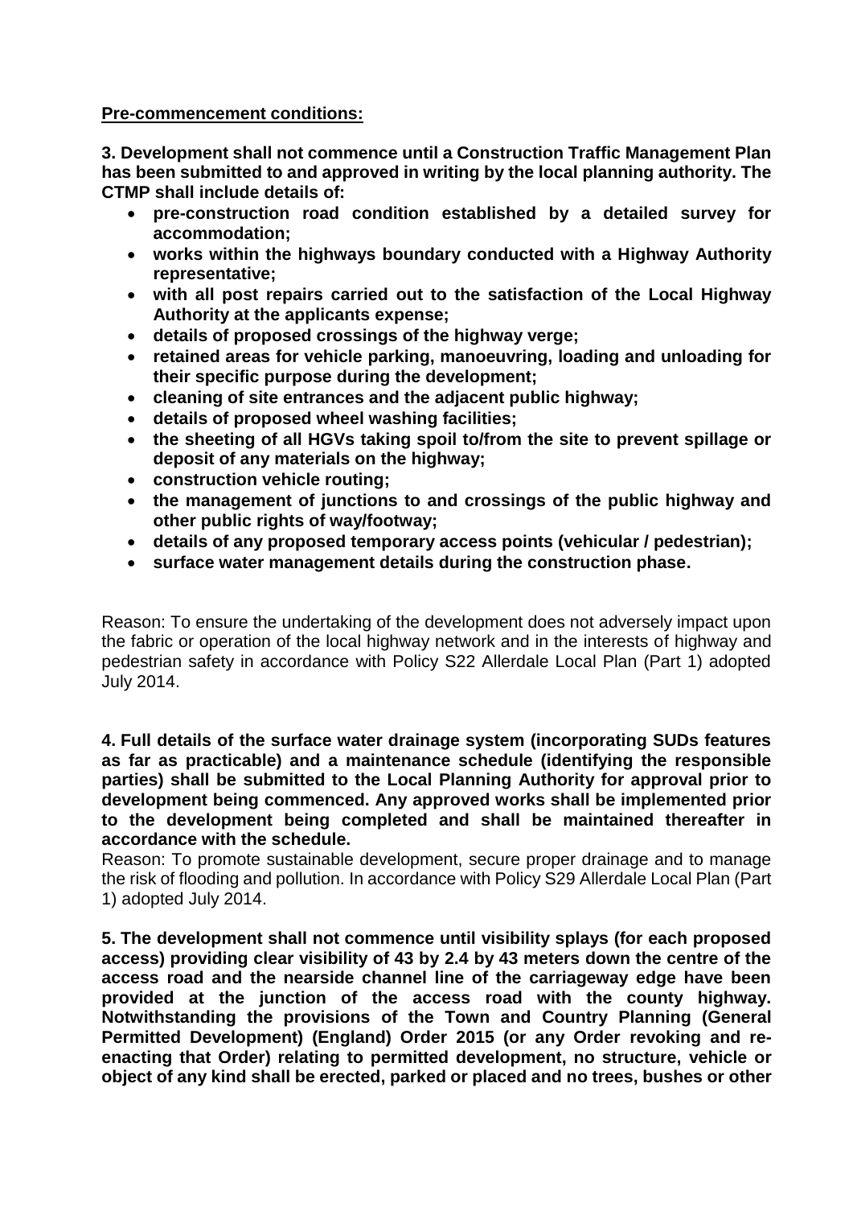**Pre-commencement conditions:**

**3. Development shall not commence until a Construction Traffic Management Plan has been submitted to and approved in writing by the local planning authority. The CTMP shall include details of:**

- **pre-construction road condition established by a detailed survey for accommodation;**
- **works within the highways boundary conducted with a Highway Authority representative;**
- **with all post repairs carried out to the satisfaction of the Local Highway Authority at the applicants expense;**
- **details of proposed crossings of the highway verge;**
- **retained areas for vehicle parking, manoeuvring, loading and unloading for their specific purpose during the development;**
- **cleaning of site entrances and the adjacent public highway;**
- **details of proposed wheel washing facilities;**
- **the sheeting of all HGVs taking spoil to/from the site to prevent spillage or deposit of any materials on the highway;**
- **construction vehicle routing;**
- **the management of junctions to and crossings of the public highway and other public rights of way/footway;**
- **details of any proposed temporary access points (vehicular / pedestrian);**
- **surface water management details during the construction phase.**

Reason: To ensure the undertaking of the development does not adversely impact upon the fabric or operation of the local highway network and in the interests of highway and pedestrian safety in accordance with Policy S22 Allerdale Local Plan (Part 1) adopted July 2014.

**4. Full details of the surface water drainage system (incorporating SUDs features as far as practicable) and a maintenance schedule (identifying the responsible parties) shall be submitted to the Local Planning Authority for approval prior to development being commenced. Any approved works shall be implemented prior to the development being completed and shall be maintained thereafter in accordance with the schedule.**

Reason: To promote sustainable development, secure proper drainage and to manage the risk of flooding and pollution. In accordance with Policy S29 Allerdale Local Plan (Part 1) adopted July 2014.

**5. The development shall not commence until visibility splays (for each proposed access) providing clear visibility of 43 by 2.4 by 43 meters down the centre of the access road and the nearside channel line of the carriageway edge have been provided at the junction of the access road with the county highway. Notwithstanding the provisions of the Town and Country Planning (General Permitted Development) (England) Order 2015 (or any Order revoking and re-enacting that Order) relating to permitted development, no structure, vehicle or object of any kind shall be erected, parked or placed and no trees, bushes or other**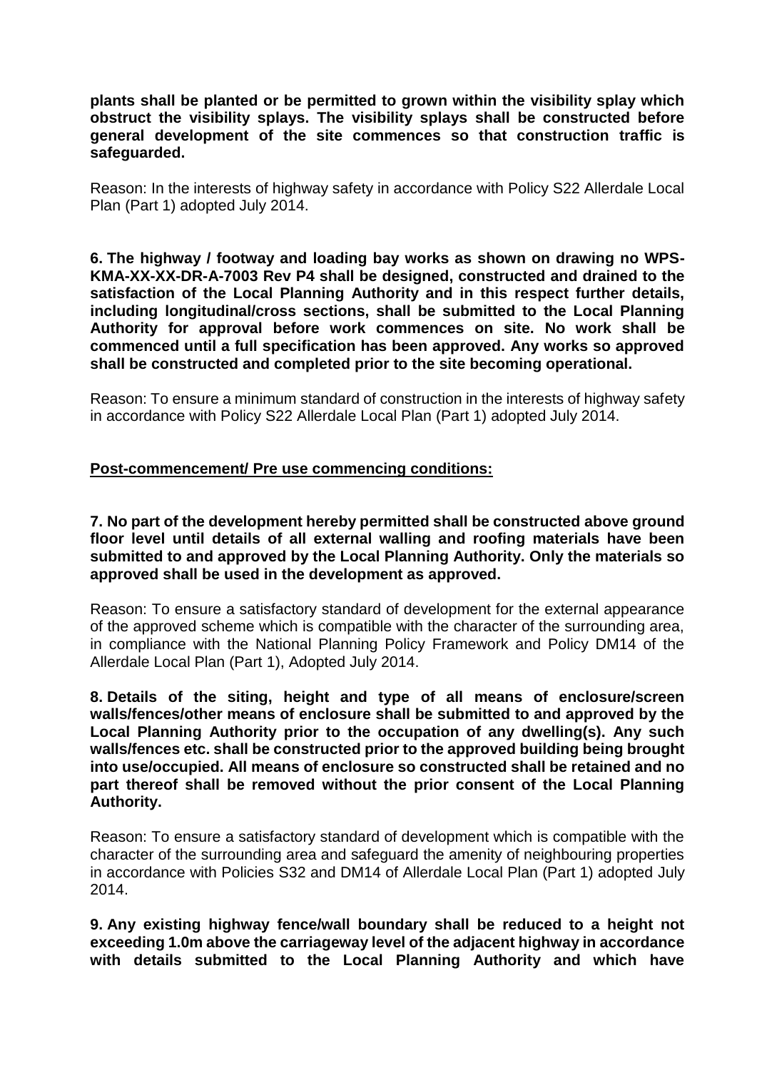**plants shall be planted or be permitted to grown within the visibility splay which obstruct the visibility splays. The visibility splays shall be constructed before general development of the site commences so that construction traffic is safeguarded.**

Reason: In the interests of highway safety in accordance with Policy S22 Allerdale Local Plan (Part 1) adopted July 2014.

**6. The highway / footway and loading bay works as shown on drawing no WPS-KMA-XX-XX-DR-A-7003 Rev P4 shall be designed, constructed and drained to the satisfaction of the Local Planning Authority and in this respect further details, including longitudinal/cross sections, shall be submitted to the Local Planning Authority for approval before work commences on site. No work shall be commenced until a full specification has been approved. Any works so approved shall be constructed and completed prior to the site becoming operational.**

Reason: To ensure a minimum standard of construction in the interests of highway safety in accordance with Policy S22 Allerdale Local Plan (Part 1) adopted July 2014.

**<u>Post-commencement/ Pre use commencing conditions:</u>**

**7. No part of the development hereby permitted shall be constructed above ground floor level until details of all external walling and roofing materials have been submitted to and approved by the Local Planning Authority. Only the materials so approved shall be used in the development as approved.**

Reason: To ensure a satisfactory standard of development for the external appearance of the approved scheme which is compatible with the character of the surrounding area, in compliance with the National Planning Policy Framework and Policy DM14 of the Allerdale Local Plan (Part 1), Adopted July 2014.

**8. Details of the siting, height and type of all means of enclosure/screen walls/fences/other means of enclosure shall be submitted to and approved by the Local Planning Authority prior to the occupation of any dwelling(s). Any such walls/fences etc. shall be constructed prior to the approved building being brought into use/occupied. All means of enclosure so constructed shall be retained and no part thereof shall be removed without the prior consent of the Local Planning Authority.**

Reason: To ensure a satisfactory standard of development which is compatible with the character of the surrounding area and safeguard the amenity of neighbouring properties in accordance with Policies S32 and DM14 of Allerdale Local Plan (Part 1) adopted July 2014.

**9. Any existing highway fence/wall boundary shall be reduced to a height not exceeding 1.0m above the carriageway level of the adjacent highway in accordance with details submitted to the Local Planning Authority and which have**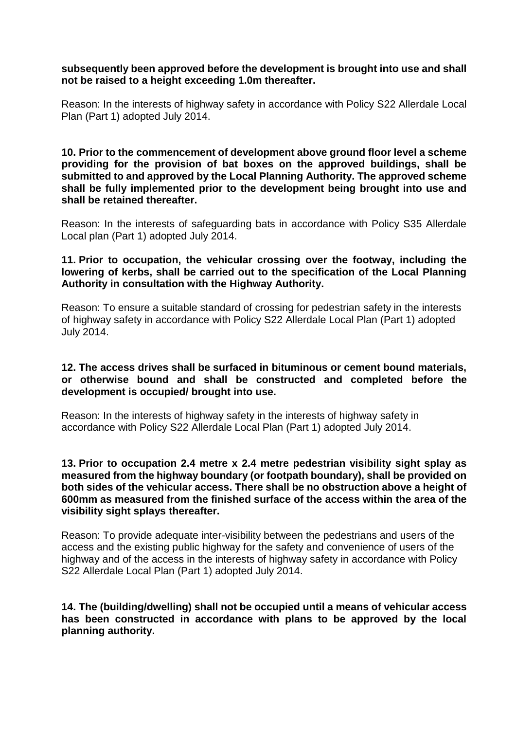**subsequently been approved before the development is brought into use and shall not be raised to a height exceeding 1.0m thereafter.**

Reason: In the interests of highway safety in accordance with Policy S22 Allerdale Local Plan (Part 1) adopted July 2014.

**10. Prior to the commencement of development above ground floor level a scheme providing for the provision of bat boxes on the approved buildings, shall be submitted to and approved by the Local Planning Authority. The approved scheme shall be fully implemented prior to the development being brought into use and shall be retained thereafter.**

Reason: In the interests of safeguarding bats in accordance with Policy S35 Allerdale Local plan (Part 1) adopted July 2014.

**11. Prior to occupation, the vehicular crossing over the footway, including the lowering of kerbs, shall be carried out to the specification of the Local Planning Authority in consultation with the Highway Authority.**

Reason: To ensure a suitable standard of crossing for pedestrian safety in the interests of highway safety in accordance with Policy S22 Allerdale Local Plan (Part 1) adopted July 2014.

**12. The access drives shall be surfaced in bituminous or cement bound materials, or otherwise bound and shall be constructed and completed before the development is occupied/ brought into use.**

Reason: In the interests of highway safety in the interests of highway safety in accordance with Policy S22 Allerdale Local Plan (Part 1) adopted July 2014.

**13. Prior to occupation 2.4 metre x 2.4 metre pedestrian visibility sight splay as measured from the highway boundary (or footpath boundary), shall be provided on both sides of the vehicular access. There shall be no obstruction above a height of 600mm as measured from the finished surface of the access within the area of the visibility sight splays thereafter.**

Reason: To provide adequate inter-visibility between the pedestrians and users of the access and the existing public highway for the safety and convenience of users of the highway and of the access in the interests of highway safety in accordance with Policy S22 Allerdale Local Plan (Part 1) adopted July 2014.

**14. The (building/dwelling) shall not be occupied until a means of vehicular access has been constructed in accordance with plans to be approved by the local planning authority.**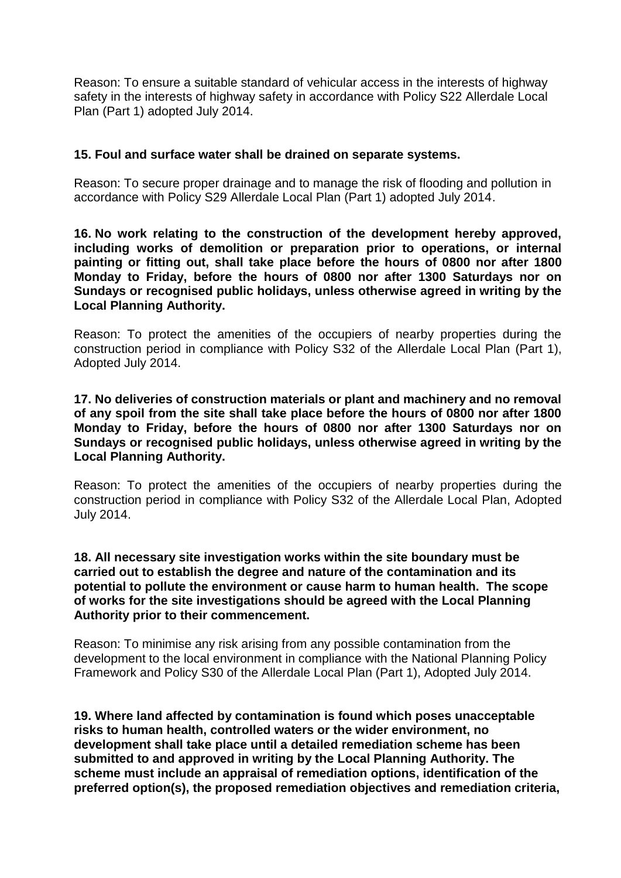Reason: To ensure a suitable standard of vehicular access in the interests of highway safety in the interests of highway safety in accordance with Policy S22 Allerdale Local Plan (Part 1) adopted July 2014.

**15. Foul and surface water shall be drained on separate systems.**

Reason: To secure proper drainage and to manage the risk of flooding and pollution in accordance with Policy S29 Allerdale Local Plan (Part 1) adopted July 2014.

**16. No work relating to the construction of the development hereby approved, including works of demolition or preparation prior to operations, or internal painting or fitting out, shall take place before the hours of 0800 nor after 1800 Monday to Friday, before the hours of 0800 nor after 1300 Saturdays nor on Sundays or recognised public holidays, unless otherwise agreed in writing by the Local Planning Authority.**

Reason: To protect the amenities of the occupiers of nearby properties during the construction period in compliance with Policy S32 of the Allerdale Local Plan (Part 1), Adopted July 2014.

**17. No deliveries of construction materials or plant and machinery and no removal of any spoil from the site shall take place before the hours of 0800 nor after 1800 Monday to Friday, before the hours of 0800 nor after 1300 Saturdays nor on Sundays or recognised public holidays, unless otherwise agreed in writing by the Local Planning Authority.**

Reason: To protect the amenities of the occupiers of nearby properties during the construction period in compliance with Policy S32 of the Allerdale Local Plan, Adopted July 2014.

**18. All necessary site investigation works within the site boundary must be carried out to establish the degree and nature of the contamination and its potential to pollute the environment or cause harm to human health. The scope of works for the site investigations should be agreed with the Local Planning Authority prior to their commencement.**

Reason: To minimise any risk arising from any possible contamination from the development to the local environment in compliance with the National Planning Policy Framework and Policy S30 of the Allerdale Local Plan (Part 1), Adopted July 2014.

**19. Where land affected by contamination is found which poses unacceptable risks to human health, controlled waters or the wider environment, no development shall take place until a detailed remediation scheme has been submitted to and approved in writing by the Local Planning Authority. The scheme must include an appraisal of remediation options, identification of the preferred option(s), the proposed remediation objectives and remediation criteria,**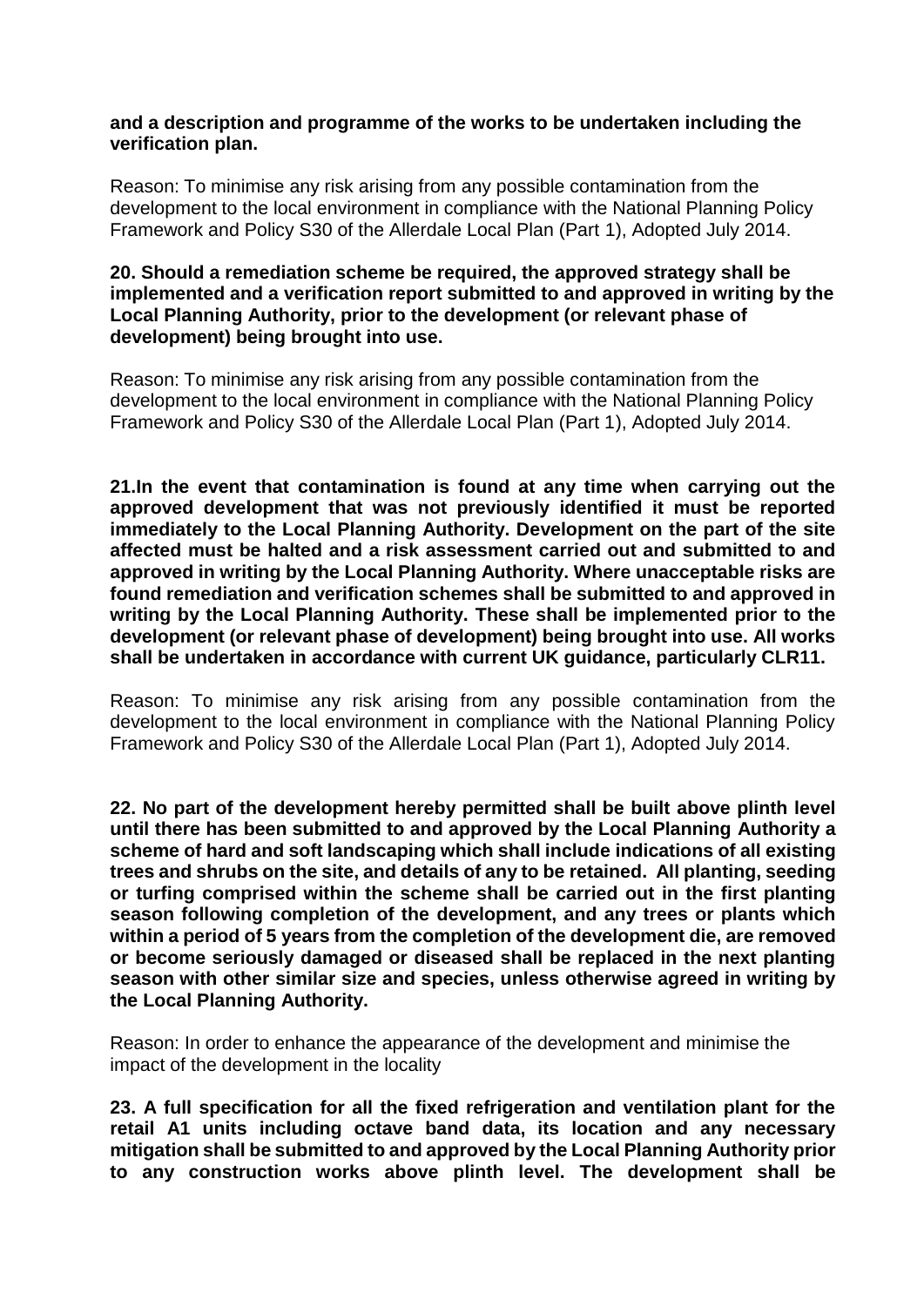**and a description and programme of the works to be undertaken including the verification plan.**

Reason: To minimise any risk arising from any possible contamination from the development to the local environment in compliance with the National Planning Policy Framework and Policy S30 of the Allerdale Local Plan (Part 1), Adopted July 2014.

**20. Should a remediation scheme be required, the approved strategy shall be implemented and a verification report submitted to and approved in writing by the Local Planning Authority, prior to the development (or relevant phase of development) being brought into use.**

Reason: To minimise any risk arising from any possible contamination from the development to the local environment in compliance with the National Planning Policy Framework and Policy S30 of the Allerdale Local Plan (Part 1), Adopted July 2014.

**21.In the event that contamination is found at any time when carrying out the approved development that was not previously identified it must be reported immediately to the Local Planning Authority. Development on the part of the site affected must be halted and a risk assessment carried out and submitted to and approved in writing by the Local Planning Authority. Where unacceptable risks are found remediation and verification schemes shall be submitted to and approved in writing by the Local Planning Authority. These shall be implemented prior to the development (or relevant phase of development) being brought into use. All works shall be undertaken in accordance with current UK guidance, particularly CLR11.**

Reason: To minimise any risk arising from any possible contamination from the development to the local environment in compliance with the National Planning Policy Framework and Policy S30 of the Allerdale Local Plan (Part 1), Adopted July 2014.

**22. No part of the development hereby permitted shall be built above plinth level until there has been submitted to and approved by the Local Planning Authority a scheme of hard and soft landscaping which shall include indications of all existing trees and shrubs on the site, and details of any to be retained. All planting, seeding or turfing comprised within the scheme shall be carried out in the first planting season following completion of the development, and any trees or plants which within a period of 5 years from the completion of the development die, are removed or become seriously damaged or diseased shall be replaced in the next planting season with other similar size and species, unless otherwise agreed in writing by the Local Planning Authority.**

Reason: In order to enhance the appearance of the development and minimise the impact of the development in the locality

**23. A full specification for all the fixed refrigeration and ventilation plant for the retail A1 units including octave band data, its location and any necessary mitigation shall be submitted to and approved by the Local Planning Authority prior to any construction works above plinth level. The development shall be**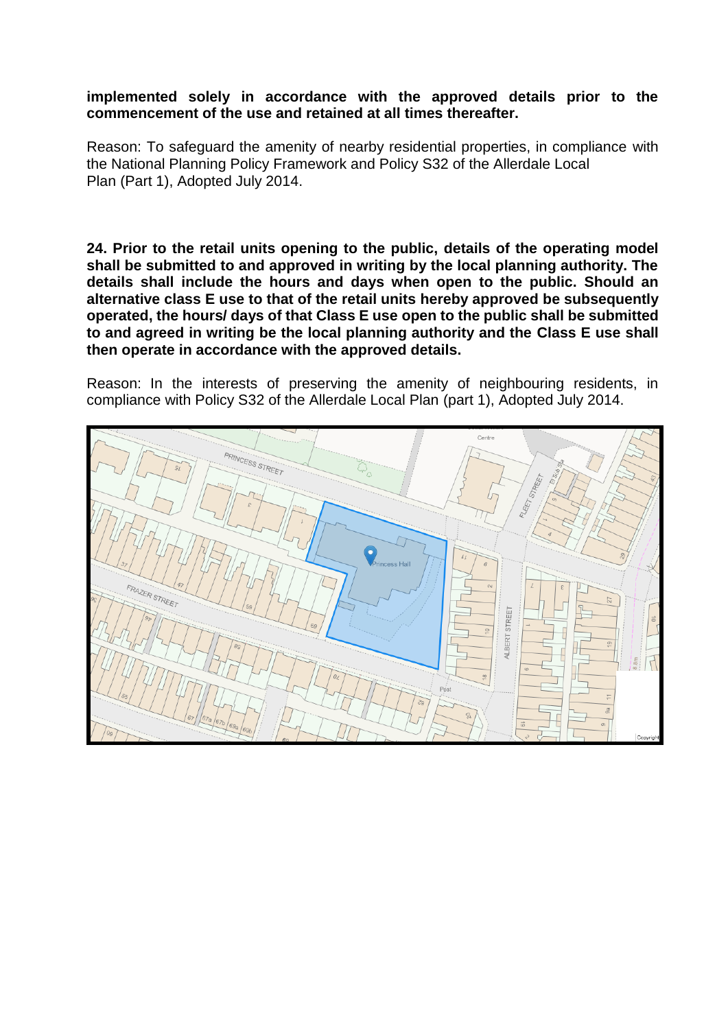**implemented solely in accordance with the approved details prior to the commencement of the use and retained at all times thereafter.**

Reason: To safeguard the amenity of nearby residential properties, in compliance with the National Planning Policy Framework and Policy S32 of the Allerdale Local Plan (Part 1), Adopted July 2014.

**24. Prior to the retail units opening to the public, details of the operating model shall be submitted to and approved in writing by the local planning authority. The details shall include the hours and days when open to the public. Should an alternative class E use to that of the retail units hereby approved be subsequently operated, the hours/ days of that Class E use open to the public shall be submitted to and agreed in writing be the local planning authority and the Class E use shall then operate in accordance with the approved details.**

Reason: In the interests of preserving the amenity of neighbouring residents, in compliance with Policy S32 of the Allerdale Local Plan (part 1), Adopted July 2014.